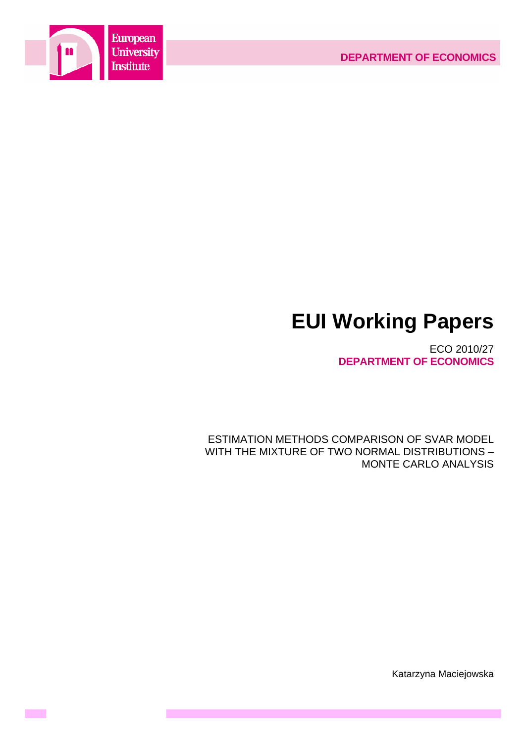European University Institute

DEPARTMENT OF ECONOMICS

# EUI Working Papers

ECO 2010/27
**DEPARTMENT OF ECONOMICS**

ESTIMATION METHODS COMPARISON OF SVAR MODEL WITH THE MIXTURE OF TWO NORMAL DISTRIBUTIONS – MONTE CARLO ANALYSIS

Katarzyna Maciejowska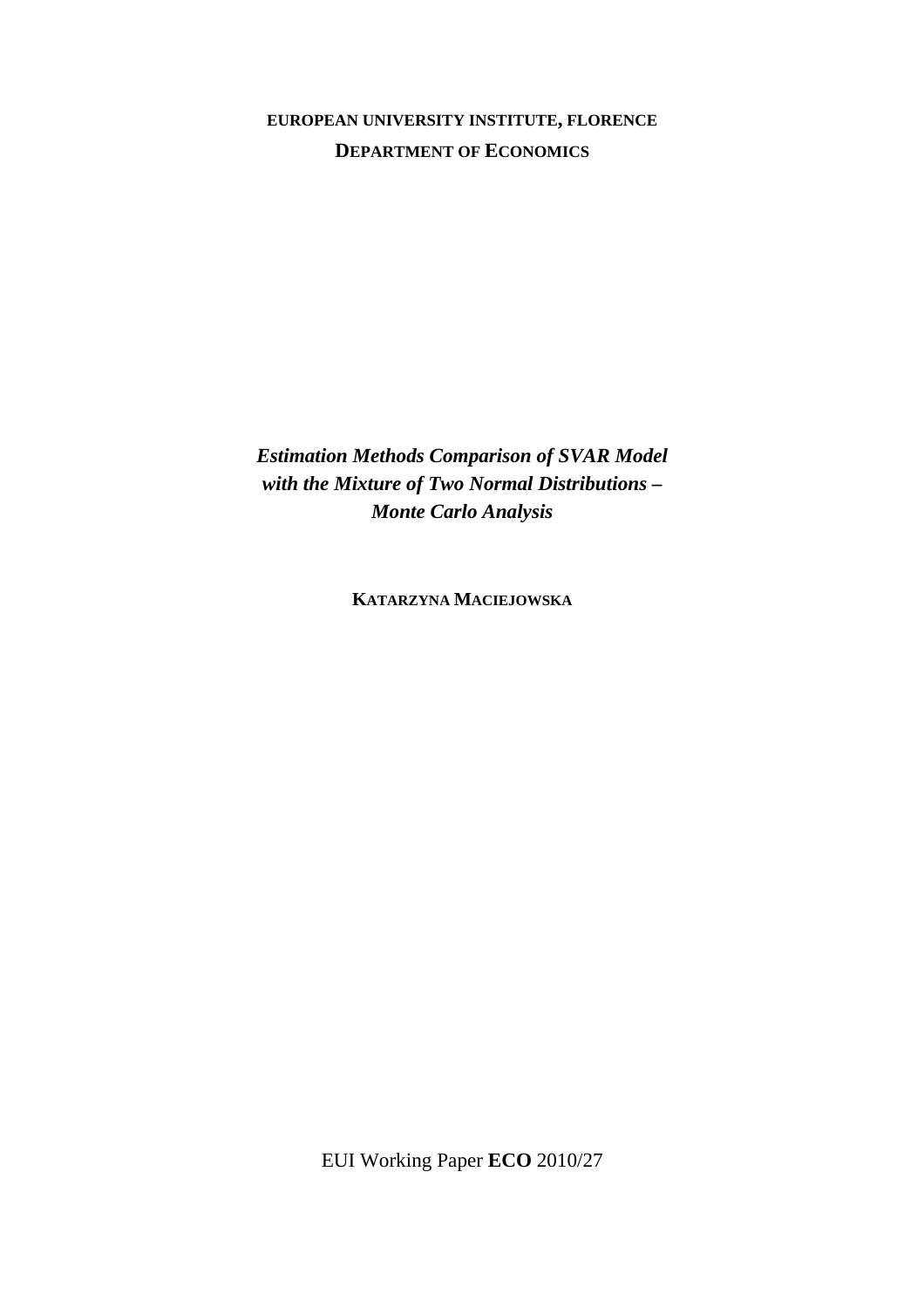**EUROPEAN UNIVERSITY INSTITUTE, FLORENCE**

**DEPARTMENT OF ECONOMICS**

***Estimation Methods Comparison of SVAR Model with the Mixture of Two Normal Distributions – Monte Carlo Analysis***

**KATARZYNA MACIEJOWSKA**

EUI Working Paper **ECO** 2010/27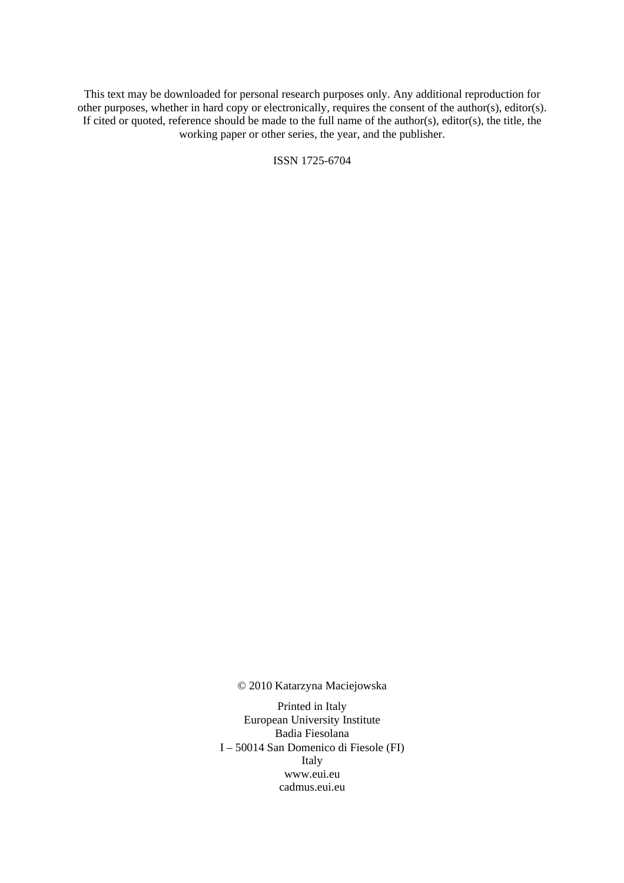This text may be downloaded for personal research purposes only. Any additional reproduction for other purposes, whether in hard copy or electronically, requires the consent of the author(s), editor(s). If cited or quoted, reference should be made to the full name of the author(s), editor(s), the title, the working paper or other series, the year, and the publisher.

ISSN 1725-6704

© 2010 Katarzyna Maciejowska

Printed in Italy
European University Institute
Badia Fiesolana
I – 50014 San Domenico di Fiesole (FI)
Italy
www.eui.eu
cadmus.eui.eu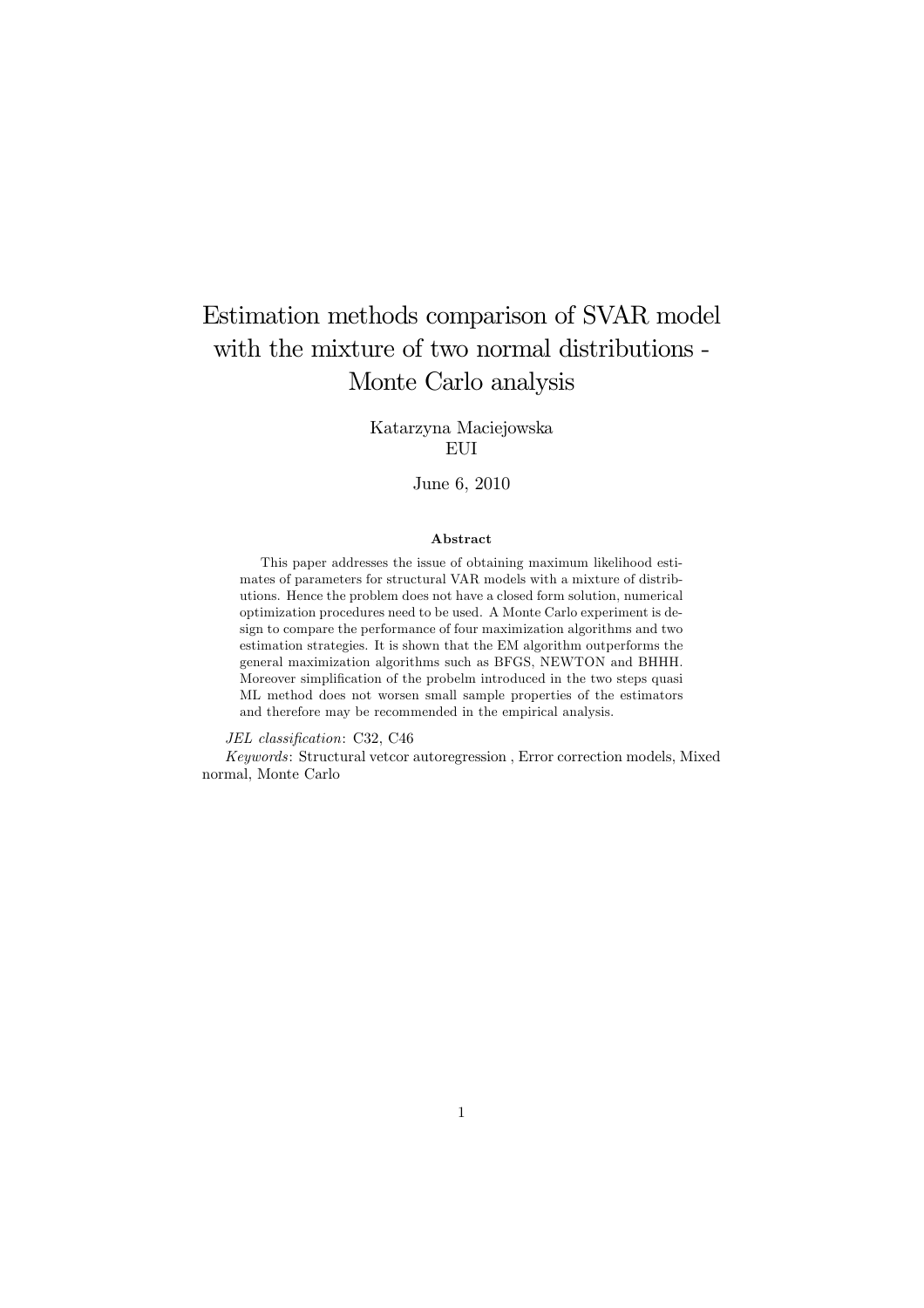# Estimation methods comparison of SVAR model with the mixture of two normal distributions - Monte Carlo analysis

Katarzyna Maciejowska
EUI

June 6, 2010

**Abstract**

This paper addresses the issue of obtaining maximum likelihood estimates of parameters for structural VAR models with a mixture of distributions. Hence the problem does not have a closed form solution, numerical optimization procedures need to be used. A Monte Carlo experiment is design to compare the performance of four maximization algorithms and two estimation strategies. It is shown that the EM algorithm outperforms the general maximization algorithms such as BFGS, NEWTON and BHHH. Moreover simplification of the probelm introduced in the two steps quasi ML method does not worsen small sample properties of the estimators and therefore may be recommended in the empirical analysis.

*JEL classification*: C32, C46

*Keywords*: Structural vetcor autoregression , Error correction models, Mixed normal, Monte Carlo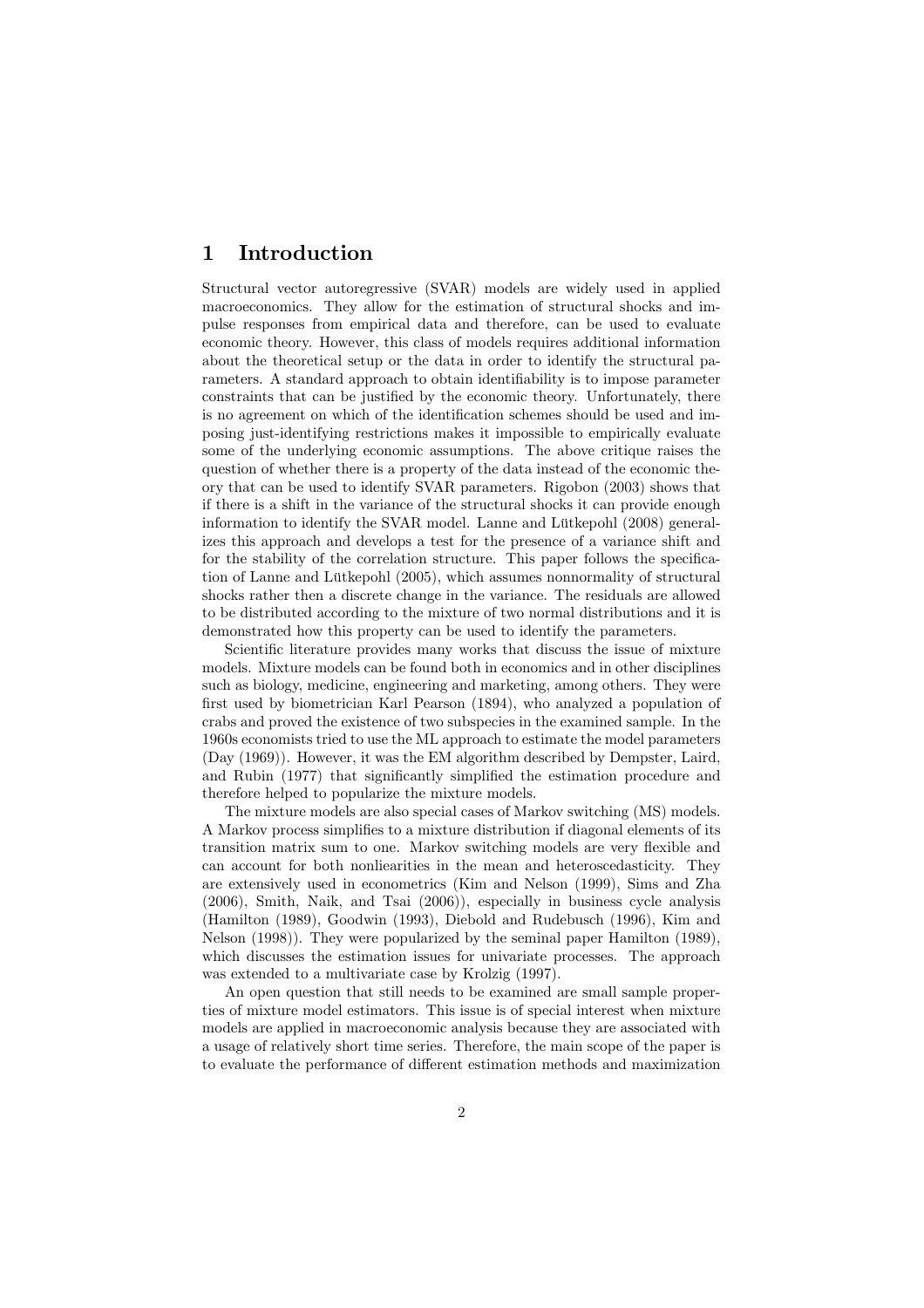# 1 Introduction

Structural vector autoregressive (SVAR) models are widely used in applied macroeconomics. They allow for the estimation of structural shocks and impulse responses from empirical data and therefore, can be used to evaluate economic theory. However, this class of models requires additional information about the theoretical setup or the data in order to identify the structural parameters. A standard approach to obtain identifiability is to impose parameter constraints that can be justified by the economic theory. Unfortunately, there is no agreement on which of the identification schemes should be used and imposing just-identifying restrictions makes it impossible to empirically evaluate some of the underlying economic assumptions. The above critique raises the question of whether there is a property of the data instead of the economic theory that can be used to identify SVAR parameters. Rigobon (2003) shows that if there is a shift in the variance of the structural shocks it can provide enough information to identify the SVAR model. Lanne and Lütkepohl (2008) generalizes this approach and develops a test for the presence of a variance shift and for the stability of the correlation structure. This paper follows the specification of Lanne and Lütkepohl (2005), which assumes nonnormality of structural shocks rather then a discrete change in the variance. The residuals are allowed to be distributed according to the mixture of two normal distributions and it is demonstrated how this property can be used to identify the parameters.

Scientific literature provides many works that discuss the issue of mixture models. Mixture models can be found both in economics and in other disciplines such as biology, medicine, engineering and marketing, among others. They were first used by biometrician Karl Pearson (1894), who analyzed a population of crabs and proved the existence of two subspecies in the examined sample. In the 1960s economists tried to use the ML approach to estimate the model parameters (Day (1969)). However, it was the EM algorithm described by Dempster, Laird, and Rubin (1977) that significantly simplified the estimation procedure and therefore helped to popularize the mixture models.

The mixture models are also special cases of Markov switching (MS) models. A Markov process simplifies to a mixture distribution if diagonal elements of its transition matrix sum to one. Markov switching models are very flexible and can account for both nonliearities in the mean and heteroscedasticity. They are extensively used in econometrics (Kim and Nelson (1999), Sims and Zha (2006), Smith, Naik, and Tsai (2006)), especially in business cycle analysis (Hamilton (1989), Goodwin (1993), Diebold and Rudebusch (1996), Kim and Nelson (1998)). They were popularized by the seminal paper Hamilton (1989), which discusses the estimation issues for univariate processes. The approach was extended to a multivariate case by Krolzig (1997).

An open question that still needs to be examined are small sample properties of mixture model estimators. This issue is of special interest when mixture models are applied in macroeconomic analysis because they are associated with a usage of relatively short time series. Therefore, the main scope of the paper is to evaluate the performance of different estimation methods and maximization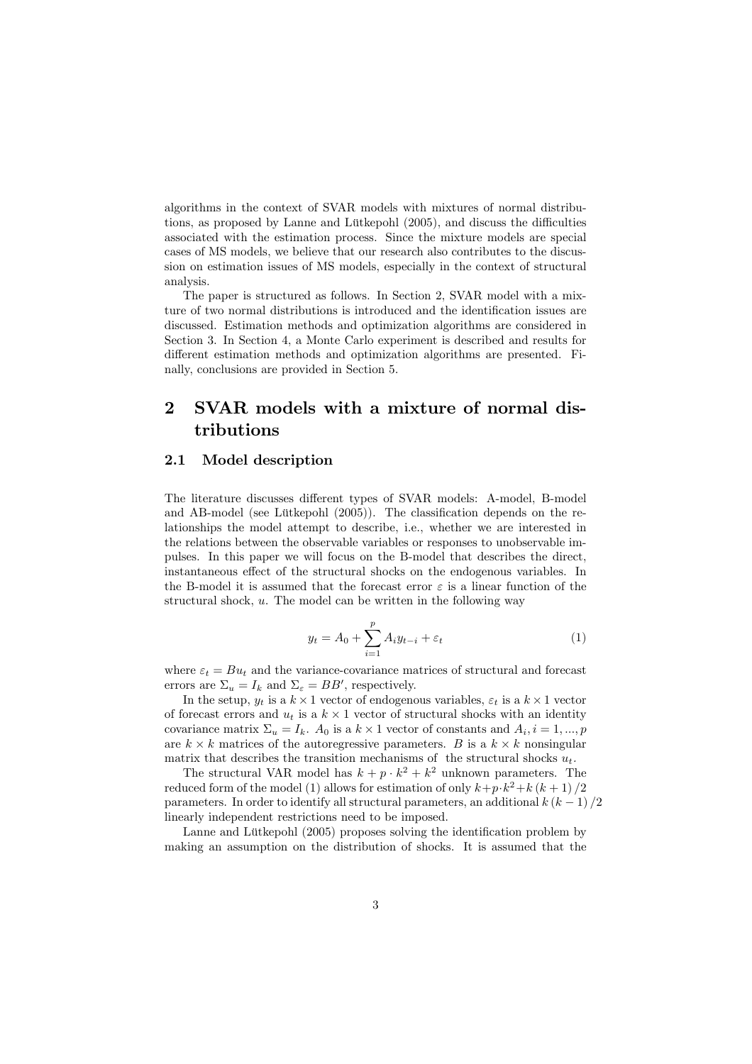algorithms in the context of SVAR models with mixtures of normal distributions, as proposed by Lanne and Lütkepohl (2005), and discuss the difficulties associated with the estimation process. Since the mixture models are special cases of MS models, we believe that our research also contributes to the discussion on estimation issues of MS models, especially in the context of structural analysis.

The paper is structured as follows. In Section 2, SVAR model with a mixture of two normal distributions is introduced and the identification issues are discussed. Estimation methods and optimization algorithms are considered in Section 3. In Section 4, a Monte Carlo experiment is described and results for different estimation methods and optimization algorithms are presented. Finally, conclusions are provided in Section 5.

# 2 SVAR models with a mixture of normal distributions

## 2.1 Model description

The literature discusses different types of SVAR models: A-model, B-model and AB-model (see Lütkepohl (2005)). The classification depends on the relationships the model attempt to describe, i.e., whether we are interested in the relations between the observable variables or responses to unobservable impulses. In this paper we will focus on the B-model that describes the direct, instantaneous effect of the structural shocks on the endogenous variables. In the B-model it is assumed that the forecast error $\varepsilon$ is a linear function of the structural shock, $u$. The model can be written in the following way

$$y_t = A_0 + \sum_{i=1}^{p} A_i y_{t-i} + \varepsilon_t \tag{1}$$

where $\varepsilon_t = Bu_t$ and the variance-covariance matrices of structural and forecast errors are $\Sigma_u = I_k$ and $\Sigma_\varepsilon = BB'$, respectively.

In the setup, $y_t$ is a $k \times 1$ vector of endogenous variables, $\varepsilon_t$ is a $k \times 1$ vector of forecast errors and $u_t$ is a $k \times 1$ vector of structural shocks with an identity covariance matrix $\Sigma_u = I_k$. $A_0$ is a $k \times 1$ vector of constants and $A_i, i = 1, ..., p$ are $k \times k$ matrices of the autoregressive parameters. $B$ is a $k \times k$ nonsingular matrix that describes the transition mechanisms of the structural shocks $u_t$.

The structural VAR model has $k + p \cdot k^2 + k^2$ unknown parameters. The reduced form of the model (1) allows for estimation of only $k + p \cdot k^2 + k(k+1)/2$ parameters. In order to identify all structural parameters, an additional $k(k-1)/2$ linearly independent restrictions need to be imposed.

Lanne and Lütkepohl (2005) proposes solving the identification problem by making an assumption on the distribution of shocks. It is assumed that the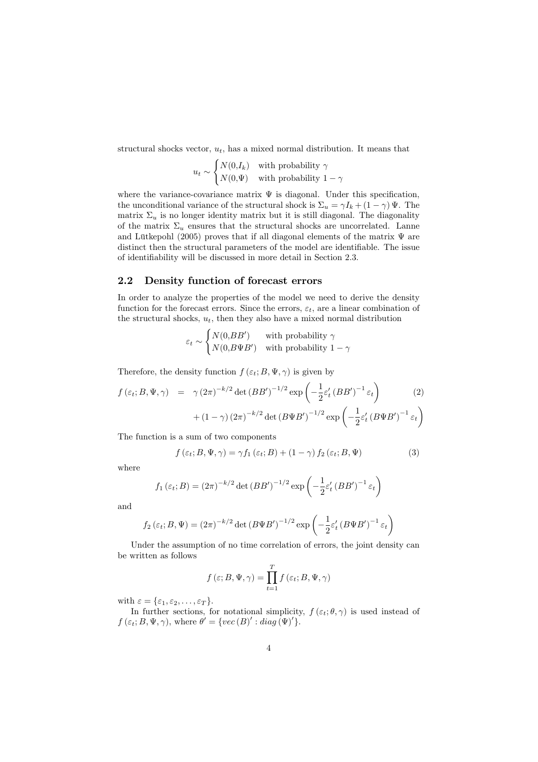structural shocks vector, $u_t$, has a mixed normal distribution. It means that

$$u_t \sim \begin{cases} N(0,I_k) & \text{with probability } \gamma \\ N(0,\Psi) & \text{with probability } 1-\gamma \end{cases}$$

where the variance-covariance matrix $\Psi$ is diagonal. Under this specification, the unconditional variance of the structural shock is $\Sigma_u = \gamma I_k + (1-\gamma)\Psi$. The matrix $\Sigma_u$ is no longer identity matrix but it is still diagonal. The diagonality of the matrix $\Sigma_u$ ensures that the structural shocks are uncorrelated. Lanne and Lütkepohl (2005) proves that if all diagonal elements of the matrix $\Psi$ are distinct then the structural parameters of the model are identifiable. The issue of identifiability will be discussed in more detail in Section 2.3.

## 2.2 Density function of forecast errors

In order to analyze the properties of the model we need to derive the density function for the forecast errors. Since the errors, $\varepsilon_t$, are a linear combination of the structural shocks, $u_t$, then they also have a mixed normal distribution

$$\varepsilon_t \sim \begin{cases} N(0,BB') & \text{with probability } \gamma \\ N(0,B\Psi B') & \text{with probability } 1-\gamma \end{cases}$$

Therefore, the density function $f(\varepsilon_t; B, \Psi, \gamma)$ is given by

$$\begin{aligned} f(\varepsilon_t; B, \Psi, \gamma) &= \gamma (2\pi)^{-k/2} \det(BB')^{-1/2} \exp\left(-\frac{1}{2}\varepsilon_t' (BB')^{-1} \varepsilon_t\right) \\ &\quad + (1-\gamma)(2\pi)^{-k/2} \det(B\Psi B')^{-1/2} \exp\left(-\frac{1}{2}\varepsilon_t' (B\Psi B')^{-1} \varepsilon_t\right) \end{aligned} \tag{2}$$

The function is a sum of two components

$$f(\varepsilon_t; B, \Psi, \gamma) = \gamma f_1(\varepsilon_t; B) + (1-\gamma) f_2(\varepsilon_t; B, \Psi) \tag{3}$$

where

$$f_1(\varepsilon_t; B) = (2\pi)^{-k/2} \det(BB')^{-1/2} \exp\left(-\frac{1}{2}\varepsilon_t' (BB')^{-1} \varepsilon_t\right)$$

and

$$f_2(\varepsilon_t; B, \Psi) = (2\pi)^{-k/2} \det(B\Psi B')^{-1/2} \exp\left(-\frac{1}{2}\varepsilon_t' (B\Psi B')^{-1} \varepsilon_t\right)$$

Under the assumption of no time correlation of errors, the joint density can be written as follows

$$f(\varepsilon; B, \Psi, \gamma) = \prod_{t=1}^{T} f(\varepsilon_t; B, \Psi, \gamma)$$

with $\varepsilon = \{\varepsilon_1, \varepsilon_2, \dots, \varepsilon_T\}$.

In further sections, for notational simplicity, $f(\varepsilon_t; \theta, \gamma)$ is used instead of $f(\varepsilon_t; B, \Psi, \gamma)$, where $\theta' = \{vec(B)' : diag(\Psi)'\}$.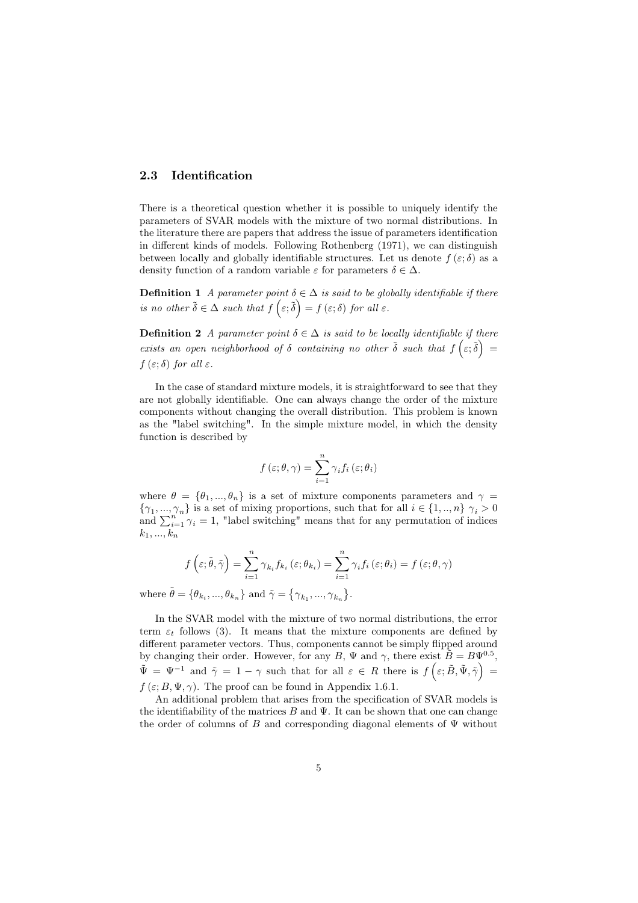### 2.3 Identification

There is a theoretical question whether it is possible to uniquely identify the parameters of SVAR models with the mixture of two normal distributions. In the literature there are papers that address the issue of parameters identification in different kinds of models. Following Rothenberg (1971), we can distinguish between locally and globally identifiable structures. Let us denote $f(\varepsilon; \delta)$ as a density function of a random variable $\varepsilon$ for parameters $\delta \in \Delta$.

**Definition 1** *A parameter point $\delta \in \Delta$ is said to be globally identifiable if there is no other $\tilde{\delta} \in \Delta$ such that $f\left(\varepsilon; \tilde{\delta}\right) = f(\varepsilon; \delta)$ for all $\varepsilon$.*

**Definition 2** *A parameter point $\delta \in \Delta$ is said to be locally identifiable if there exists an open neighborhood of $\delta$ containing no other $\tilde{\delta}$ such that $f\left(\varepsilon; \tilde{\delta}\right) = f(\varepsilon; \delta)$ for all $\varepsilon$.*

In the case of standard mixture models, it is straightforward to see that they are not globally identifiable. One can always change the order of the mixture components without changing the overall distribution. This problem is known as the "label switching". In the simple mixture model, in which the density function is described by

$$f(\varepsilon; \theta, \gamma) = \sum_{i=1}^{n} \gamma_i f_i(\varepsilon; \theta_i)$$

where $\theta = \{\theta_1, ..., \theta_n\}$ is a set of mixture components parameters and $\gamma = \{\gamma_1, ..., \gamma_n\}$ is a set of mixing proportions, such that for all $i \in \{1, .., n\}$ $\gamma_i > 0$ and $\sum_{i=1}^{n} \gamma_i = 1$, "label switching" means that for any permutation of indices $k_1, ..., k_n$

$$f\left(\varepsilon; \tilde{\theta}, \tilde{\gamma}\right) = \sum_{i=1}^{n} \gamma_{k_i} f_{k_i}(\varepsilon; \theta_{k_i}) = \sum_{i=1}^{n} \gamma_i f_i(\varepsilon; \theta_i) = f(\varepsilon; \theta, \gamma)$$

where $\tilde{\theta} = \{\theta_{k_i}, ..., \theta_{k_n}\}$ and $\tilde{\gamma} = \{\gamma_{k_1}, ..., \gamma_{k_n}\}$.

In the SVAR model with the mixture of two normal distributions, the error term $\varepsilon_t$ follows (3). It means that the mixture components are defined by different parameter vectors. Thus, components cannot be simply flipped around by changing their order. However, for any $B$, $\Psi$ and $\gamma$, there exist $\tilde{B} = B\Psi^{0.5}$, $\tilde{\Psi} = \Psi^{-1}$ and $\tilde{\gamma} = 1 - \gamma$ such that for all $\varepsilon \in R$ there is $f\left(\varepsilon; \tilde{B}, \tilde{\Psi}, \tilde{\gamma}\right) = f(\varepsilon; B, \Psi, \gamma)$. The proof can be found in Appendix 1.6.1.

An additional problem that arises from the specification of SVAR models is the identifiability of the matrices $B$ and $\Psi$. It can be shown that one can change the order of columns of $B$ and corresponding diagonal elements of $\Psi$ without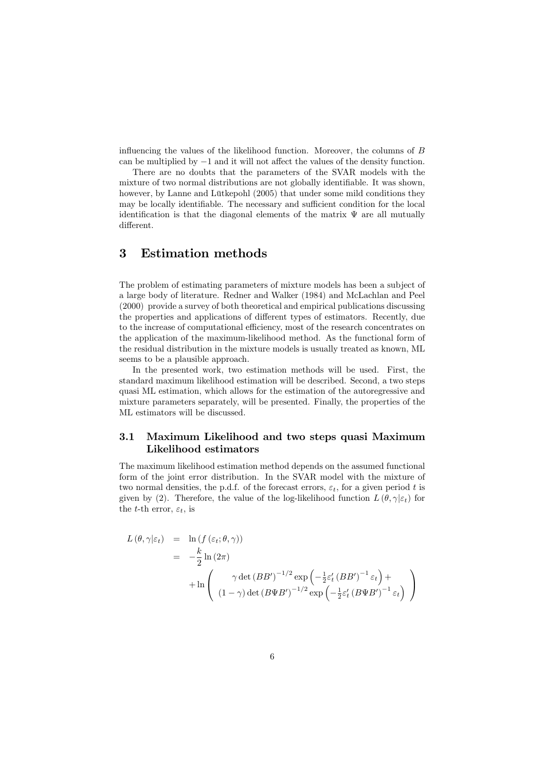influencing the values of the likelihood function. Moreover, the columns of $B$ can be multiplied by $-1$ and it will not affect the values of the density function.

There are no doubts that the parameters of the SVAR models with the mixture of two normal distributions are not globally identifiable. It was shown, however, by Lanne and Lütkepohl (2005) that under some mild conditions they may be locally identifiable. The necessary and sufficient condition for the local identification is that the diagonal elements of the matrix $\Psi$ are all mutually different.

# 3 Estimation methods

The problem of estimating parameters of mixture models has been a subject of a large body of literature. Redner and Walker (1984) and McLachlan and Peel (2000) provide a survey of both theoretical and empirical publications discussing the properties and applications of different types of estimators. Recently, due to the increase of computational efficiency, most of the research concentrates on the application of the maximum-likelihood method. As the functional form of the residual distribution in the mixture models is usually treated as known, ML seems to be a plausible approach.

In the presented work, two estimation methods will be used. First, the standard maximum likelihood estimation will be described. Second, a two steps quasi ML estimation, which allows for the estimation of the autoregressive and mixture parameters separately, will be presented. Finally, the properties of the ML estimators will be discussed.

## 3.1 Maximum Likelihood and two steps quasi Maximum Likelihood estimators

The maximum likelihood estimation method depends on the assumed functional form of the joint error distribution. In the SVAR model with the mixture of two normal densities, the p.d.f. of the forecast errors, $\varepsilon_t$, for a given period $t$ is given by (2). Therefore, the value of the log-likelihood function $L(\theta, \gamma|\varepsilon_t)$ for the $t$-th error, $\varepsilon_t$, is

$$
\begin{aligned}
L(\theta, \gamma|\varepsilon_t) &= \ln\left(f\left(\varepsilon_t; \theta, \gamma\right)\right) \\
&= -\frac{k}{2}\ln(2\pi) \\
&\quad + \ln\left(\begin{array}{c} \gamma \det\left(BB'\right)^{-1/2} \exp\left(-\frac{1}{2}\varepsilon_t'\left(BB'\right)^{-1}\varepsilon_t\right) + \\ (1-\gamma)\det\left(B\Psi B'\right)^{-1/2} \exp\left(-\frac{1}{2}\varepsilon_t'\left(B\Psi B'\right)^{-1}\varepsilon_t\right) \end{array}\right)
\end{aligned}
$$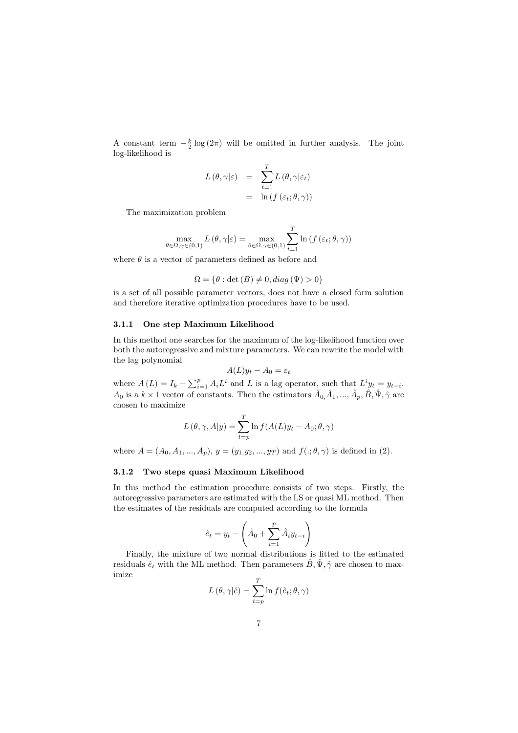A constant term $-\frac{k}{2}\log(2\pi)$ will be omitted in further analysis. The joint log-likelihood is

$$
\begin{aligned}
L(\theta, \gamma|\varepsilon) &= \sum_{t=1}^{T} L(\theta, \gamma|\varepsilon_t) \\
&= \ln(f(\varepsilon_t; \theta, \gamma))
\end{aligned}
$$

The maximization problem

$$
\max_{\theta\in\Omega, \gamma\in(0,1)} L(\theta, \gamma|\varepsilon) = \max_{\theta\in\Omega, \gamma\in(0,1)} \sum_{t=1}^{T} \ln(f(\varepsilon_t; \theta, \gamma))
$$

where $\theta$ is a vector of parameters defined as before and

$$
\Omega = \{\theta : \det(B) \neq 0, diag(\Psi) > 0\}
$$

is a set of all possible parameter vectors, does not have a closed form solution and therefore iterative optimization procedures have to be used.

### 3.1.1 One step Maximum Likelihood

In this method one searches for the maximum of the log-likelihood function over both the autoregressive and mixture parameters. We can rewrite the model with the lag polynomial

$$
A(L)y_t - A_0 = \varepsilon_t
$$

where $A(L) = I_k - \sum_{i=1}^{p} A_i L^i$ and $L$ is a lag operator, such that $L^i y_t = y_{t-i}$. $A_0$ is a $k \times 1$ vector of constants. Then the estimators $\hat{A}_0, \hat{A}_1, ..., \hat{A}_p, \hat{B}, \hat{\Psi}, \hat{\gamma}$ are chosen to maximize

$$
L(\theta, \gamma, A|y) = \sum_{t=p}^{T} \ln f(A(L)y_t - A_0; \theta, \gamma)
$$

where $A = (A_0, A_1, ..., A_p)$, $y = (y_1, y_2, ..., y_T)$ and $f(.; \theta, \gamma)$ is defined in (2).

### 3.1.2 Two steps quasi Maximum Likelihood

In this method the estimation procedure consists of two steps. Firstly, the autoregressive parameters are estimated with the LS or quasi ML method. Then the estimates of the residuals are computed according to the formula

$$
\hat{e}_t = y_t - \left(\hat{A}_0 + \sum_{i=1}^{p} \hat{A}_i y_{t-i}\right)
$$

Finally, the mixture of two normal distributions is fitted to the estimated residuals $\hat{e}_t$ with the ML method. Then parameters $\hat{B}, \hat{\Psi}, \hat{\gamma}$ are chosen to maximize

$$
L(\theta, \gamma|\hat{e}) = \sum_{t=p}^{T} \ln f(\hat{e}_t; \theta, \gamma)
$$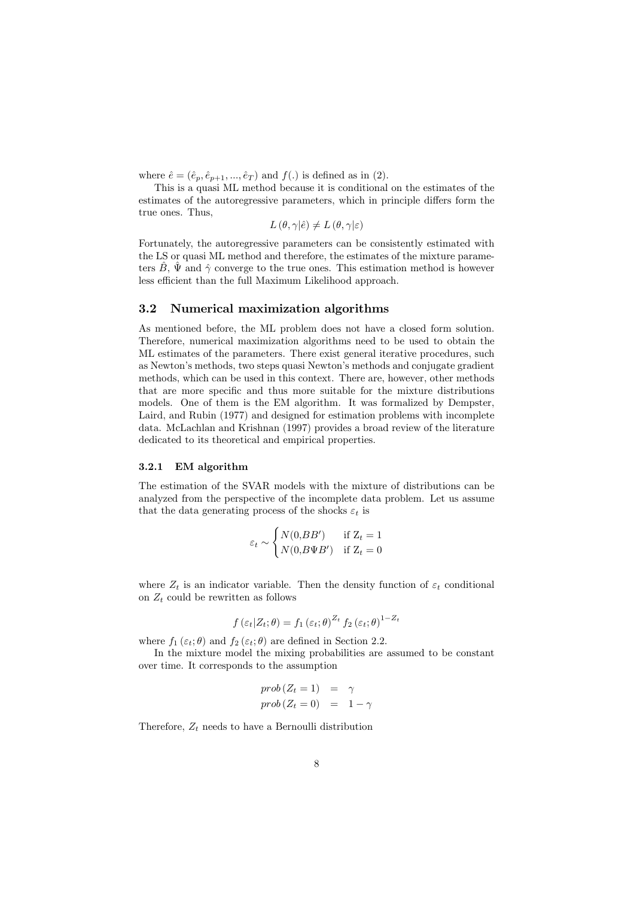where $\hat{e} = (\hat{e}_p, \hat{e}_{p+1}, ..., \hat{e}_T)$ and $f(.)$ is defined as in (2).

This is a quasi ML method because it is conditional on the estimates of the estimates of the autoregressive parameters, which in principle differs form the true ones. Thus,

$$L(\theta, \gamma|\hat{e}) \neq L(\theta, \gamma|\varepsilon)$$

Fortunately, the autoregressive parameters can be consistently estimated with the LS or quasi ML method and therefore, the estimates of the mixture parameters $\hat{B}$, $\hat{\Psi}$ and $\hat{\gamma}$ converge to the true ones. This estimation method is however less efficient than the full Maximum Likelihood approach.

### 3.2 Numerical maximization algorithms

As mentioned before, the ML problem does not have a closed form solution. Therefore, numerical maximization algorithms need to be used to obtain the ML estimates of the parameters. There exist general iterative procedures, such as Newton's methods, two steps quasi Newton's methods and conjugate gradient methods, which can be used in this context. There are, however, other methods that are more specific and thus more suitable for the mixture distributions models. One of them is the EM algorithm. It was formalized by Dempster, Laird, and Rubin (1977) and designed for estimation problems with incomplete data. McLachlan and Krishnan (1997) provides a broad review of the literature dedicated to its theoretical and empirical properties.

#### 3.2.1 EM algorithm

The estimation of the SVAR models with the mixture of distributions can be analyzed from the perspective of the incomplete data problem. Let us assume that the data generating process of the shocks $\varepsilon_t$ is

$$\varepsilon_t \sim \begin{cases} N(0,BB') & \text{if } Z_t = 1 \\ N(0,B\Psi B') & \text{if } Z_t = 0 \end{cases}$$

where $Z_t$ is an indicator variable. Then the density function of $\varepsilon_t$ conditional on $Z_t$ could be rewritten as follows

$$f(\varepsilon_t|Z_t;\theta) = f_1(\varepsilon_t;\theta)^{Z_t} f_2(\varepsilon_t;\theta)^{1-Z_t}$$

where $f_1(\varepsilon_t;\theta)$ and $f_2(\varepsilon_t;\theta)$ are defined in Section 2.2.

In the mixture model the mixing probabilities are assumed to be constant over time. It corresponds to the assumption

$$\begin{aligned} prob(Z_t = 1) &= \gamma \\ prob(Z_t = 0) &= 1 - \gamma \end{aligned}$$

Therefore, $Z_t$ needs to have a Bernoulli distribution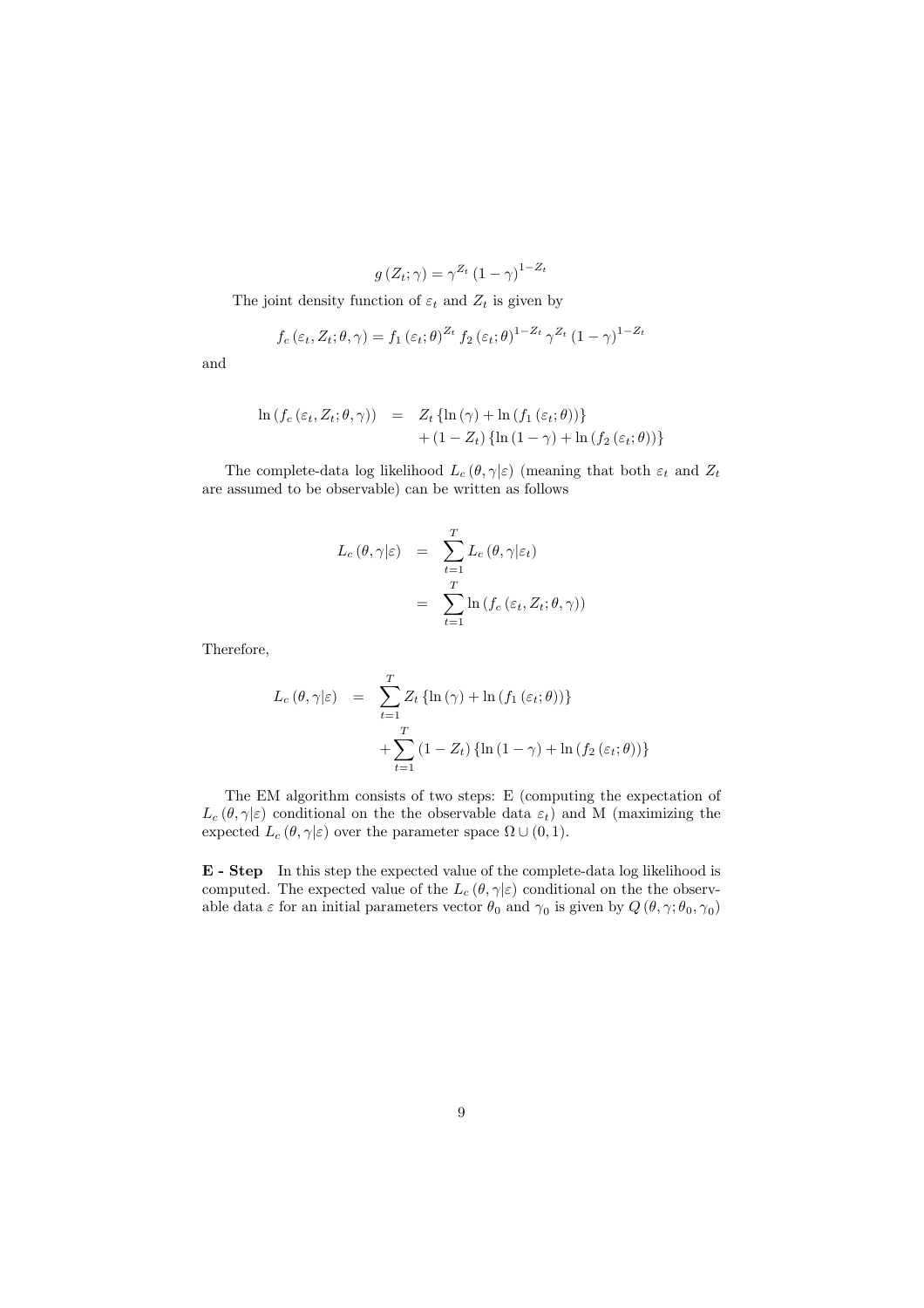$$g(Z_t; \gamma) = \gamma^{Z_t} (1-\gamma)^{1-Z_t}$$

The joint density function of $\varepsilon_t$ and $Z_t$ is given by

$$f_c(\varepsilon_t, Z_t; \theta, \gamma) = f_1(\varepsilon_t; \theta)^{Z_t} f_2(\varepsilon_t; \theta)^{1-Z_t} \gamma^{Z_t} (1-\gamma)^{1-Z_t}$$

and

$$\begin{aligned} \ln(f_c(\varepsilon_t, Z_t; \theta, \gamma)) &= Z_t \{\ln(\gamma) + \ln(f_1(\varepsilon_t; \theta))\} \\ &\quad + (1 - Z_t) \{\ln(1-\gamma) + \ln(f_2(\varepsilon_t; \theta))\} \end{aligned}$$

The complete-data log likelihood $L_c(\theta, \gamma|\varepsilon)$ (meaning that both $\varepsilon_t$ and $Z_t$ are assumed to be observable) can be written as follows

$$\begin{aligned} L_c(\theta, \gamma|\varepsilon) &= \sum_{t=1}^{T} L_c(\theta, \gamma|\varepsilon_t) \\ &= \sum_{t=1}^{T} \ln(f_c(\varepsilon_t, Z_t; \theta, \gamma)) \end{aligned}$$

Therefore,

$$\begin{aligned} L_c(\theta, \gamma|\varepsilon) &= \sum_{t=1}^{T} Z_t \{\ln(\gamma) + \ln(f_1(\varepsilon_t; \theta))\} \\ &\quad + \sum_{t=1}^{T} (1 - Z_t) \{\ln(1-\gamma) + \ln(f_2(\varepsilon_t; \theta))\} \end{aligned}$$

The EM algorithm consists of two steps: E (computing the expectation of $L_c(\theta, \gamma|\varepsilon)$ conditional on the the observable data $\varepsilon_t$) and M (maximizing the expected $L_c(\theta, \gamma|\varepsilon)$ over the parameter space $\Omega \cup (0, 1)$.

**E - Step** In this step the expected value of the complete-data log likelihood is computed. The expected value of the $L_c(\theta, \gamma|\varepsilon)$ conditional on the the observable data $\varepsilon$ for an initial parameters vector $\theta_0$ and $\gamma_0$ is given by $Q(\theta, \gamma; \theta_0, \gamma_0)$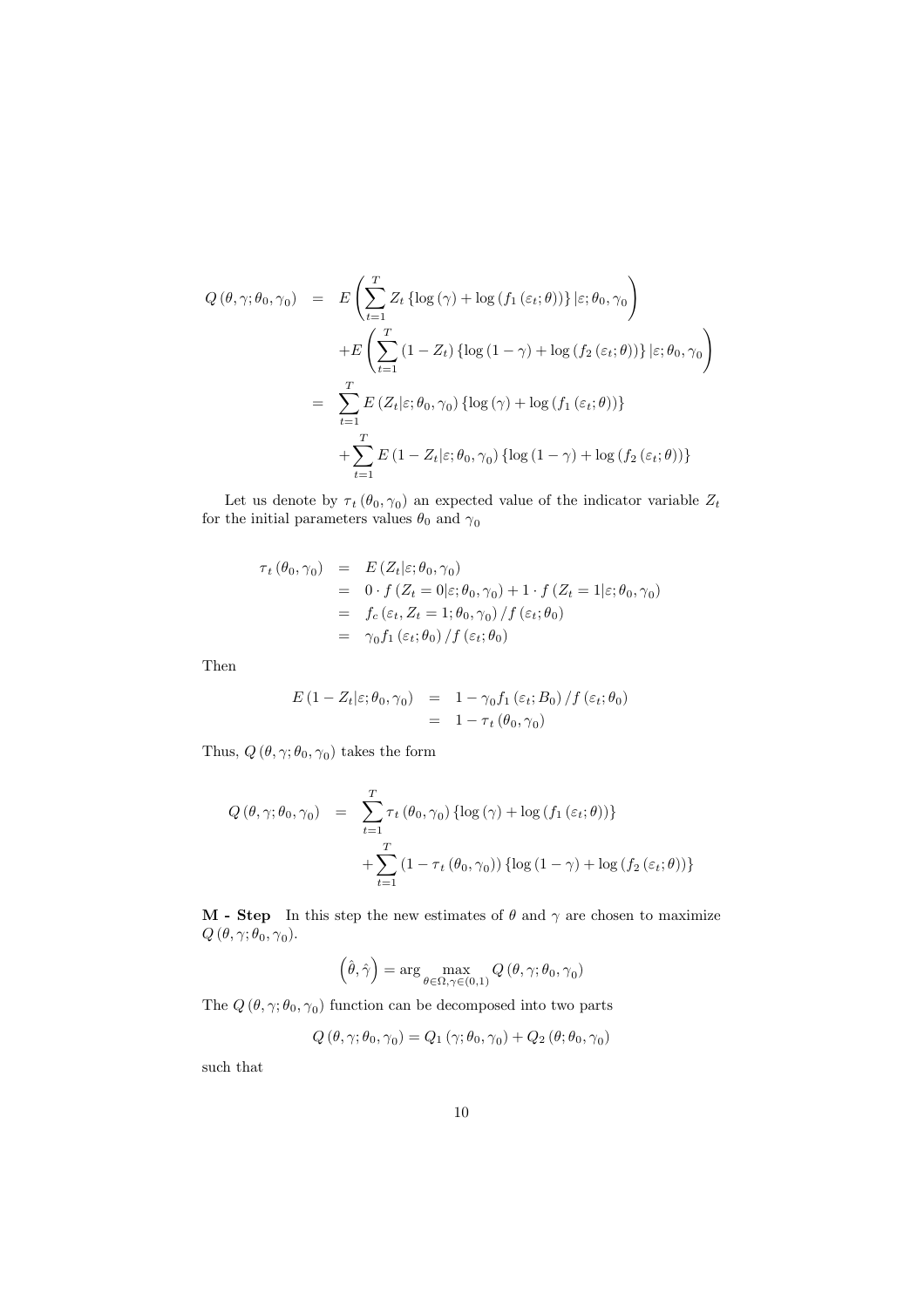$$
\begin{aligned}
Q\left(\theta, \gamma; \theta_0, \gamma_0\right) &= E\left(\sum_{t=1}^{T} Z_t \left\{\log\left(\gamma\right) + \log\left(f_1\left(\varepsilon_t; \theta\right)\right)\right\} | \varepsilon; \theta_0, \gamma_0\right) \\
&\quad + E\left(\sum_{t=1}^{T} \left(1 - Z_t\right) \left\{\log\left(1-\gamma\right) + \log\left(f_2\left(\varepsilon_t; \theta\right)\right)\right\} | \varepsilon; \theta_0, \gamma_0\right) \\
&= \sum_{t=1}^{T} E\left(Z_t | \varepsilon; \theta_0, \gamma_0\right) \left\{\log\left(\gamma\right) + \log\left(f_1\left(\varepsilon_t; \theta\right)\right)\right\} \\
&\quad + \sum_{t=1}^{T} E\left(1 - Z_t | \varepsilon; \theta_0, \gamma_0\right) \left\{\log\left(1-\gamma\right) + \log\left(f_2\left(\varepsilon_t; \theta\right)\right)\right\}
\end{aligned}
$$

Let us denote by $\tau_t\left(\theta_0, \gamma_0\right)$ an expected value of the indicator variable $Z_t$ for the initial parameters values $\theta_0$ and $\gamma_0$

$$
\begin{aligned}
\tau_t\left(\theta_0, \gamma_0\right) &= E\left(Z_t | \varepsilon; \theta_0, \gamma_0\right) \\
&= 0 \cdot f\left(Z_t = 0 | \varepsilon; \theta_0, \gamma_0\right) + 1 \cdot f\left(Z_t = 1 | \varepsilon; \theta_0, \gamma_0\right) \\
&= f_c\left(\varepsilon_t, Z_t = 1; \theta_0, \gamma_0\right) / f\left(\varepsilon_t; \theta_0\right) \\
&= \gamma_0 f_1\left(\varepsilon_t; \theta_0\right) / f\left(\varepsilon_t; \theta_0\right)
\end{aligned}
$$

Then

$$
\begin{aligned}
E\left(1 - Z_t | \varepsilon; \theta_0, \gamma_0\right) &= 1 - \gamma_0 f_1\left(\varepsilon_t; B_0\right) / f\left(\varepsilon_t; \theta_0\right) \\
&= 1 - \tau_t\left(\theta_0, \gamma_0\right)
\end{aligned}
$$

Thus, $Q\left(\theta, \gamma; \theta_0, \gamma_0\right)$ takes the form

$$
\begin{aligned}
Q\left(\theta, \gamma; \theta_0, \gamma_0\right) &= \sum_{t=1}^{T} \tau_t\left(\theta_0, \gamma_0\right) \left\{\log\left(\gamma\right) + \log\left(f_1\left(\varepsilon_t; \theta\right)\right)\right\} \\
&\quad + \sum_{t=1}^{T} \left(1 - \tau_t\left(\theta_0, \gamma_0\right)\right) \left\{\log\left(1-\gamma\right) + \log\left(f_2\left(\varepsilon_t; \theta\right)\right)\right\}
\end{aligned}
$$

**M - Step** In this step the new estimates of $\theta$ and $\gamma$ are chosen to maximize $Q\left(\theta, \gamma; \theta_0, \gamma_0\right)$.

$$
\left(\hat{\theta}, \hat{\gamma}\right) = \arg \max_{\theta \in \Omega, \gamma \in (0,1)} Q\left(\theta, \gamma; \theta_0, \gamma_0\right)
$$

The $Q\left(\theta, \gamma; \theta_0, \gamma_0\right)$ function can be decomposed into two parts

$$
Q\left(\theta, \gamma; \theta_0, \gamma_0\right) = Q_1\left(\gamma; \theta_0, \gamma_0\right) + Q_2\left(\theta; \theta_0, \gamma_0\right)
$$

such that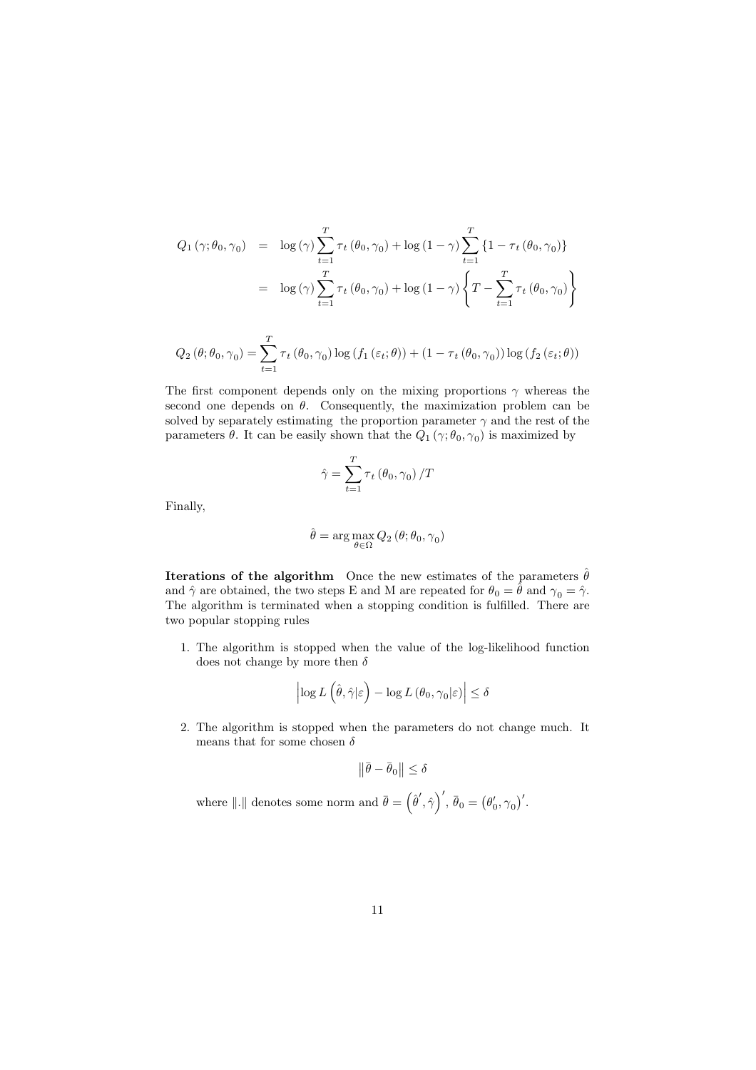$$
\begin{aligned}
Q_1(\gamma;\theta_0,\gamma_0) &= \log(\gamma)\sum_{t=1}^{T}\tau_t(\theta_0,\gamma_0)+\log(1-\gamma)\sum_{t=1}^{T}\{1-\tau_t(\theta_0,\gamma_0)\} \\
&= \log(\gamma)\sum_{t=1}^{T}\tau_t(\theta_0,\gamma_0)+\log(1-\gamma)\left\{T-\sum_{t=1}^{T}\tau_t(\theta_0,\gamma_0)\right\}
\end{aligned}
$$

$$
Q_2(\theta;\theta_0,\gamma_0)=\sum_{t=1}^{T}\tau_t(\theta_0,\gamma_0)\log(f_1(\varepsilon_t;\theta))+(1-\tau_t(\theta_0,\gamma_0))\log(f_2(\varepsilon_t;\theta))
$$

The first component depends only on the mixing proportions $\gamma$ whereas the second one depends on $\theta$. Consequently, the maximization problem can be solved by separately estimating the proportion parameter $\gamma$ and the rest of the parameters $\theta$. It can be easily shown that the $Q_1(\gamma;\theta_0,\gamma_0)$ is maximized by

$$
\hat{\gamma}=\sum_{t=1}^{T}\tau_t(\theta_0,\gamma_0)/T
$$

Finally,

$$
\hat{\theta}=\arg\max_{\theta\in\Omega}Q_2(\theta;\theta_0,\gamma_0)
$$

**Iterations of the algorithm** Once the new estimates of the parameters $\hat{\theta}$ and $\hat{\gamma}$ are obtained, the two steps E and M are repeated for $\theta_0=\hat{\theta}$ and $\gamma_0=\hat{\gamma}$. The algorithm is terminated when a stopping condition is fulfilled. There are two popular stopping rules

1. The algorithm is stopped when the value of the log-likelihood function does not change by more then $\delta$

$$
\left|\log L\left(\hat{\theta},\hat{\gamma}|\varepsilon\right)-\log L(\theta_0,\gamma_0|\varepsilon)\right|\leq\delta
$$

2. The algorithm is stopped when the parameters do not change much. It means that for some chosen $\delta$

$$
\left\|\bar{\theta}-\bar{\theta}_0\right\|\leq\delta
$$

   where $\|.\|$ denotes some norm and $\bar{\theta}=\left(\hat{\theta}',\hat{\gamma}\right)'$, $\bar{\theta}_0=(\theta_0',\gamma_0)'$.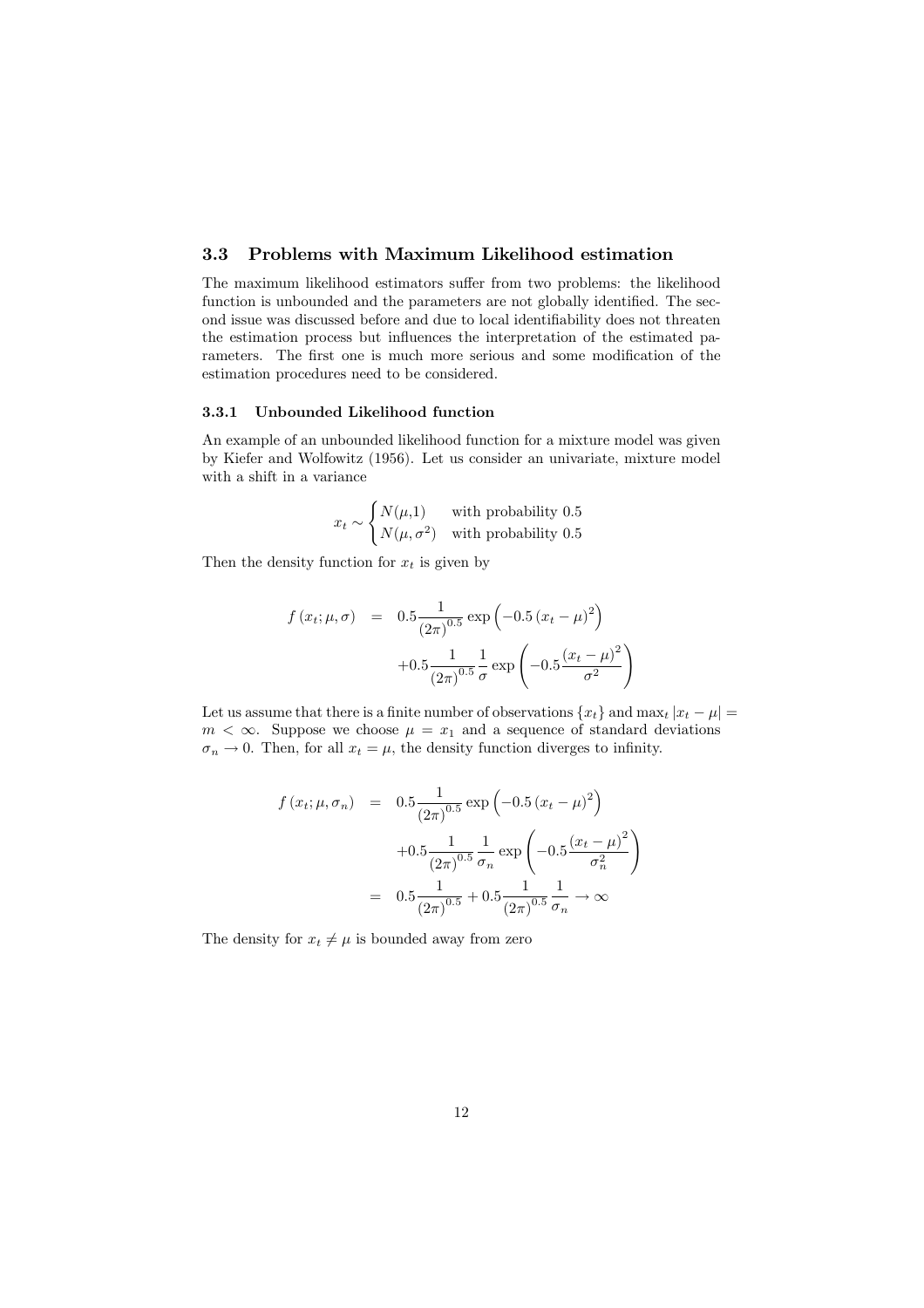## 3.3 Problems with Maximum Likelihood estimation

The maximum likelihood estimators suffer from two problems: the likelihood function is unbounded and the parameters are not globally identified. The second issue was discussed before and due to local identifiability does not threaten the estimation process but influences the interpretation of the estimated parameters. The first one is much more serious and some modification of the estimation procedures need to be considered.

### 3.3.1 Unbounded Likelihood function

An example of an unbounded likelihood function for a mixture model was given by Kiefer and Wolfowitz (1956). Let us consider an univariate, mixture model with a shift in a variance

$$x_t \sim \begin{cases} N(\mu,1) & \text{with probability } 0.5 \\ N(\mu,\sigma^2) & \text{with probability } 0.5 \end{cases}$$

Then the density function for $x_t$ is given by

$$\begin{aligned} f(x_t;\mu,\sigma) &= 0.5\frac{1}{(2\pi)^{0.5}}\exp\left(-0.5\,(x_t-\mu)^2\right) \\ &\quad +0.5\frac{1}{(2\pi)^{0.5}}\frac{1}{\sigma}\exp\left(-0.5\frac{(x_t-\mu)^2}{\sigma^2}\right) \end{aligned}$$

Let us assume that there is a finite number of observations $\{x_t\}$ and $\max_t |x_t-\mu| = m < \infty$. Suppose we choose $\mu = x_1$ and a sequence of standard deviations $\sigma_n \to 0$. Then, for all $x_t = \mu$, the density function diverges to infinity.

$$\begin{aligned} f(x_t;\mu,\sigma_n) &= 0.5\frac{1}{(2\pi)^{0.5}}\exp\left(-0.5\,(x_t-\mu)^2\right) \\ &\quad +0.5\frac{1}{(2\pi)^{0.5}}\frac{1}{\sigma_n}\exp\left(-0.5\frac{(x_t-\mu)^2}{\sigma_n^2}\right) \\ &= 0.5\frac{1}{(2\pi)^{0.5}}+0.5\frac{1}{(2\pi)^{0.5}}\frac{1}{\sigma_n}\to\infty \end{aligned}$$

The density for $x_t \neq \mu$ is bounded away from zero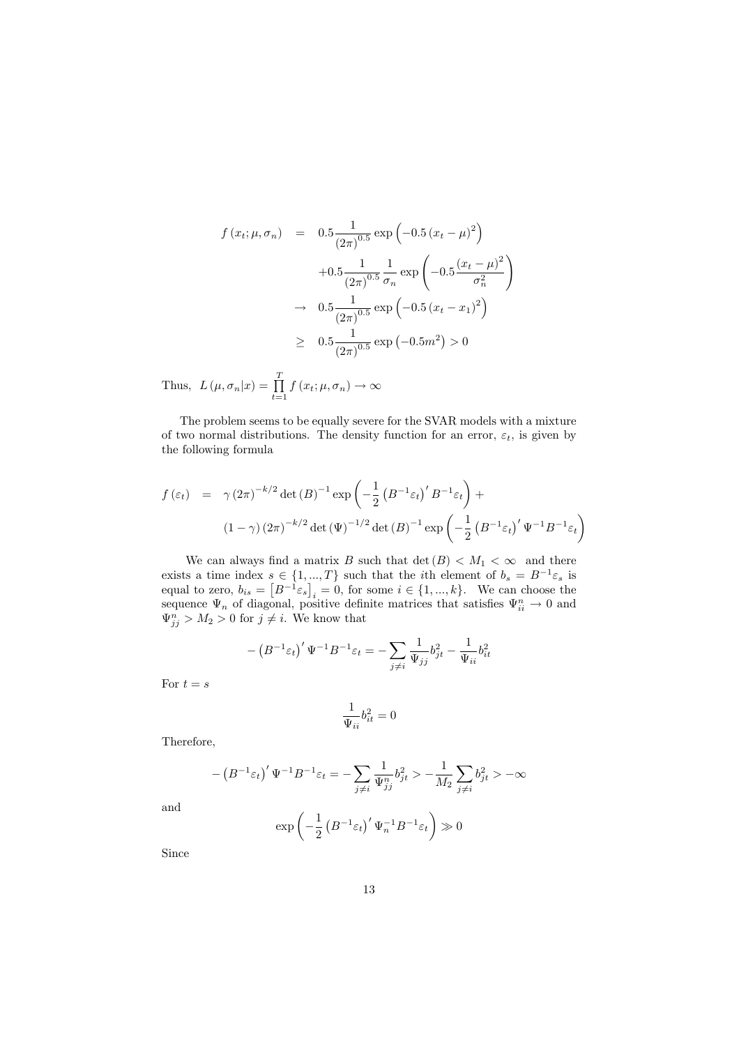$$
\begin{aligned}
f(x_t;\mu,\sigma_n) &= 0.5\frac{1}{(2\pi)^{0.5}}\exp\left(-0.5(x_t-\mu)^2\right) \\
&\quad +0.5\frac{1}{(2\pi)^{0.5}}\frac{1}{\sigma_n}\exp\left(-0.5\frac{(x_t-\mu)^2}{\sigma_n^2}\right) \\
&\to 0.5\frac{1}{(2\pi)^{0.5}}\exp\left(-0.5(x_t-x_1)^2\right) \\
&\geq 0.5\frac{1}{(2\pi)^{0.5}}\exp\left(-0.5m^2\right) > 0
\end{aligned}
$$

Thus, $L(\mu,\sigma_n|x) = \prod_{t=1}^{T} f(x_t;\mu,\sigma_n) \to \infty$

The problem seems to be equally severe for the SVAR models with a mixture of two normal distributions. The density function for an error, $\varepsilon_t$, is given by the following formula

$$
\begin{aligned}
f(\varepsilon_t) &= \gamma(2\pi)^{-k/2}\det(B)^{-1}\exp\left(-\frac{1}{2}\left(B^{-1}\varepsilon_t\right)'B^{-1}\varepsilon_t\right) + \\
&\quad (1-\gamma)(2\pi)^{-k/2}\det(\Psi)^{-1/2}\det(B)^{-1}\exp\left(-\frac{1}{2}\left(B^{-1}\varepsilon_t\right)'\Psi^{-1}B^{-1}\varepsilon_t\right)
\end{aligned}
$$

We can always find a matrix $B$ such that $\det(B) < M_1 < \infty$ and there exists a time index $s \in \{1,...,T\}$ such that the $i$th element of $b_s = B^{-1}\varepsilon_s$ is equal to zero, $b_{is} = \left[B^{-1}\varepsilon_s\right]_i = 0$, for some $i \in \{1,...,k\}$. We can choose the sequence $\Psi_n$ of diagonal, positive definite matrices that satisfies $\Psi_{ii}^n \to 0$ and $\Psi_{jj}^n > M_2 > 0$ for $j \neq i$. We know that

$$
-\left(B^{-1}\varepsilon_t\right)'\Psi^{-1}B^{-1}\varepsilon_t = -\sum_{j\neq i}\frac{1}{\Psi_{jj}}b_{jt}^2 - \frac{1}{\Psi_{ii}}b_{it}^2
$$

For $t = s$

$$
\frac{1}{\Psi_{ii}}b_{it}^2 = 0
$$

Therefore,

$$
-\left(B^{-1}\varepsilon_t\right)'\Psi^{-1}B^{-1}\varepsilon_t = -\sum_{j\neq i}\frac{1}{\Psi_{jj}^n}b_{jt}^2 > -\frac{1}{M_2}\sum_{j\neq i}b_{jt}^2 > -\infty
$$

and

$$
\exp\left(-\frac{1}{2}\left(B^{-1}\varepsilon_t\right)'\Psi_n^{-1}B^{-1}\varepsilon_t\right) \gg 0
$$

Since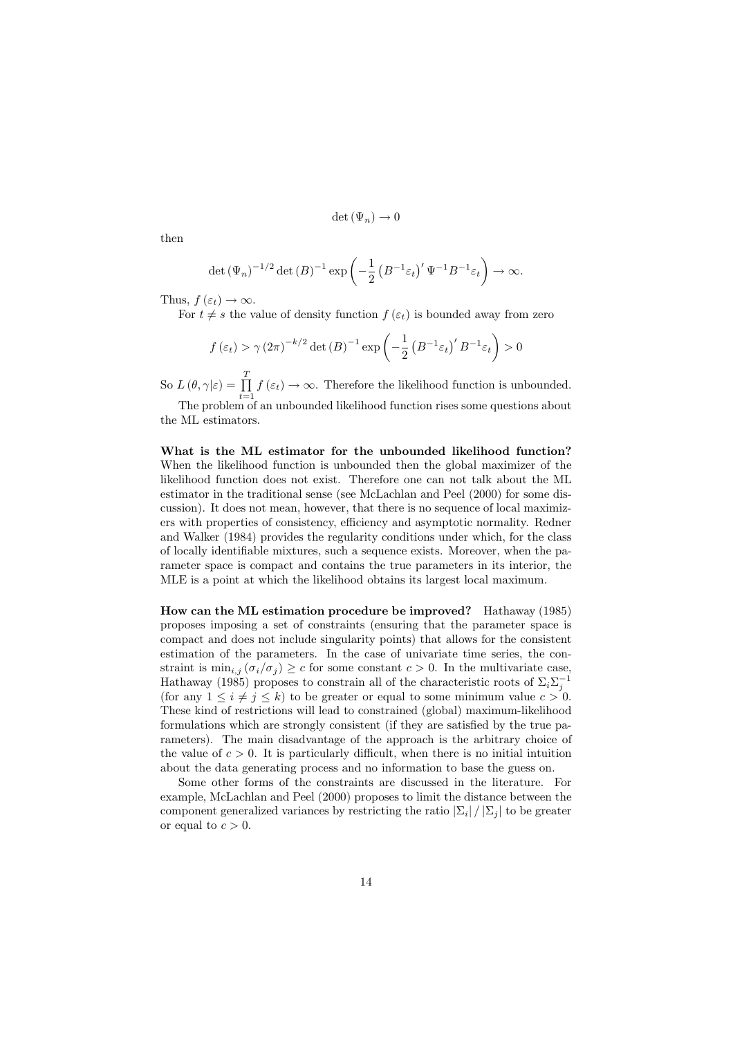$$\det(\Psi_n) \to 0$$

then

$$\det(\Psi_n)^{-1/2} \det(B)^{-1} \exp\left(-\frac{1}{2}\left(B^{-1}\varepsilon_t\right)' \Psi^{-1} B^{-1}\varepsilon_t\right) \to \infty.$$

Thus, $f(\varepsilon_t) \to \infty$.

For $t \neq s$ the value of density function $f(\varepsilon_t)$ is bounded away from zero

$$f(\varepsilon_t) > \gamma (2\pi)^{-k/2} \det(B)^{-1} \exp\left(-\frac{1}{2}\left(B^{-1}\varepsilon_t\right)' B^{-1}\varepsilon_t\right) > 0$$

So $L(\theta, \gamma|\varepsilon) = \prod_{t=1}^{T} f(\varepsilon_t) \to \infty$. Therefore the likelihood function is unbounded.

The problem of an unbounded likelihood function rises some questions about the ML estimators.

**What is the ML estimator for the unbounded likelihood function?** When the likelihood function is unbounded then the global maximizer of the likelihood function does not exist. Therefore one can not talk about the ML estimator in the traditional sense (see McLachlan and Peel (2000) for some discussion). It does not mean, however, that there is no sequence of local maximizers with properties of consistency, efficiency and asymptotic normality. Redner and Walker (1984) provides the regularity conditions under which, for the class of locally identifiable mixtures, such a sequence exists. Moreover, when the parameter space is compact and contains the true parameters in its interior, the MLE is a point at which the likelihood obtains its largest local maximum.

**How can the ML estimation procedure be improved?** Hathaway (1985) proposes imposing a set of constraints (ensuring that the parameter space is compact and does not include singularity points) that allows for the consistent estimation of the parameters. In the case of univariate time series, the constraint is $\min_{i,j}(\sigma_i/\sigma_j) \geq c$ for some constant $c > 0$. In the multivariate case, Hathaway (1985) proposes to constrain all of the characteristic roots of $\Sigma_i \Sigma_j^{-1}$ (for any $1 \leq i \neq j \leq k$) to be greater or equal to some minimum value $c > 0$. These kind of restrictions will lead to constrained (global) maximum-likelihood formulations which are strongly consistent (if they are satisfied by the true parameters). The main disadvantage of the approach is the arbitrary choice of the value of $c > 0$. It is particularly difficult, when there is no initial intuition about the data generating process and no information to base the guess on.

Some other forms of the constraints are discussed in the literature. For example, McLachlan and Peel (2000) proposes to limit the distance between the component generalized variances by restricting the ratio $|\Sigma_i| / |\Sigma_j|$ to be greater or equal to $c > 0$.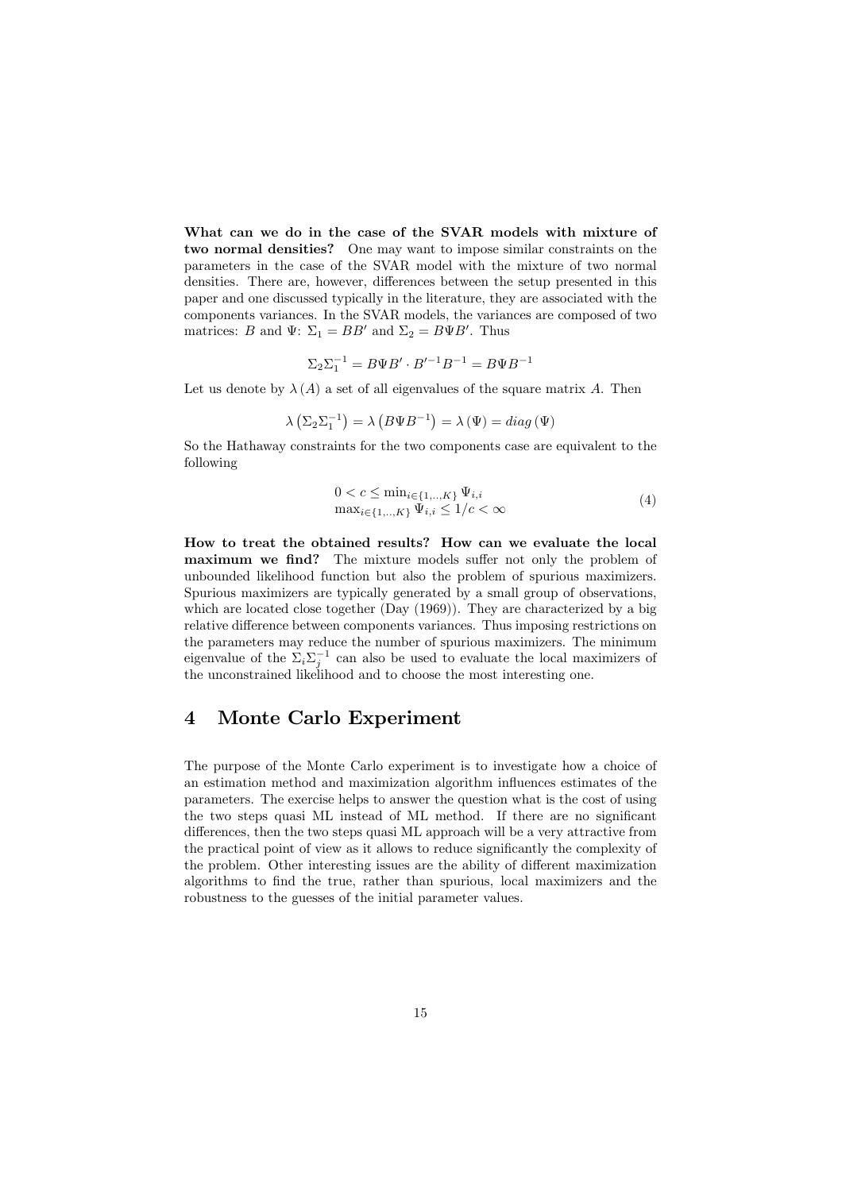**What can we do in the case of the SVAR models with mixture of two normal densities?** One may want to impose similar constraints on the parameters in the case of the SVAR model with the mixture of two normal densities. There are, however, differences between the setup presented in this paper and one discussed typically in the literature, they are associated with the components variances. In the SVAR models, the variances are composed of two matrices: $B$ and $\Psi$: $\Sigma_1 = BB'$ and $\Sigma_2 = B\Psi B'$. Thus

$$\Sigma_2 \Sigma_1^{-1} = B\Psi B' \cdot B'^{-1} B^{-1} = B\Psi B^{-1}$$

Let us denote by $\lambda(A)$ a set of all eigenvalues of the square matrix $A$. Then

$$\lambda\left(\Sigma_2 \Sigma_1^{-1}\right) = \lambda\left(B\Psi B^{-1}\right) = \lambda\left(\Psi\right) = diag\left(\Psi\right)$$

So the Hathaway constraints for the two components case are equivalent to the following

$$\begin{array}{l} 0 < c \leq \min_{i \in \{1,..,K\}} \Psi_{i,i} \\ \max_{i \in \{1,..,K\}} \Psi_{i,i} \leq 1/c < \infty \end{array} \tag{4}$$

**How to treat the obtained results? How can we evaluate the local maximum we find?** The mixture models suffer not only the problem of unbounded likelihood function but also the problem of spurious maximizers. Spurious maximizers are typically generated by a small group of observations, which are located close together (Day (1969)). They are characterized by a big relative difference between components variances. Thus imposing restrictions on the parameters may reduce the number of spurious maximizers. The minimum eigenvalue of the $\Sigma_i \Sigma_j^{-1}$ can also be used to evaluate the local maximizers of the unconstrained likelihood and to choose the most interesting one.

# 4 Monte Carlo Experiment

The purpose of the Monte Carlo experiment is to investigate how a choice of an estimation method and maximization algorithm influences estimates of the parameters. The exercise helps to answer the question what is the cost of using the two steps quasi ML instead of ML method. If there are no significant differences, then the two steps quasi ML approach will be a very attractive from the practical point of view as it allows to reduce significantly the complexity of the problem. Other interesting issues are the ability of different maximization algorithms to find the true, rather than spurious, local maximizers and the robustness to the guesses of the initial parameter values.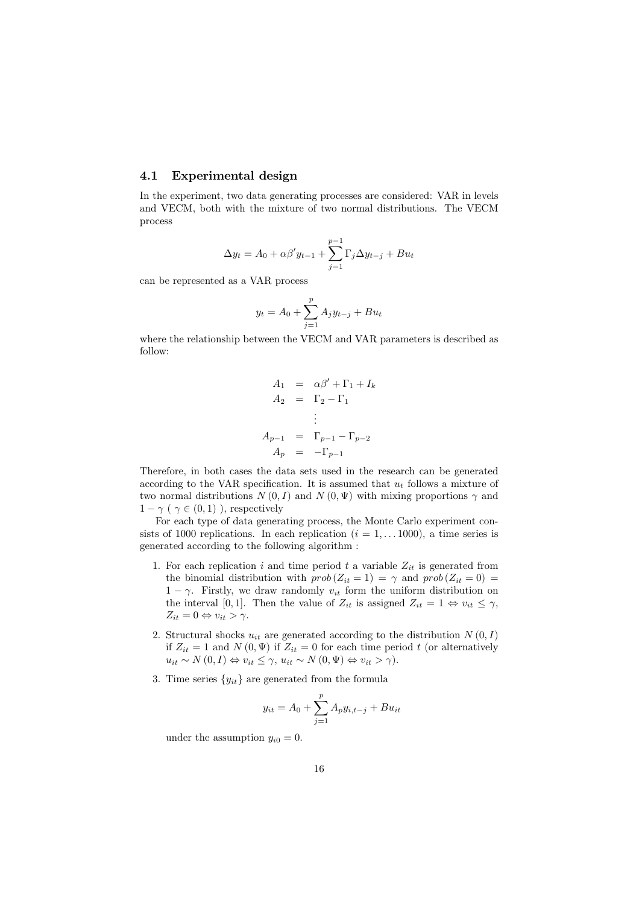### 4.1 Experimental design

In the experiment, two data generating processes are considered: VAR in levels and VECM, both with the mixture of two normal distributions. The VECM process

$$\Delta y_t = A_0 + \alpha\beta' y_{t-1} + \sum_{j=1}^{p-1} \Gamma_j \Delta y_{t-j} + Bu_t$$

can be represented as a VAR process

$$y_t = A_0 + \sum_{j=1}^{p} A_j y_{t-j} + Bu_t$$

where the relationship between the VECM and VAR parameters is described as follow:

$$\begin{aligned}
A_1 &= \alpha\beta' + \Gamma_1 + I_k \\
A_2 &= \Gamma_2 - \Gamma_1 \\
&\vdots \\
A_{p-1} &= \Gamma_{p-1} - \Gamma_{p-2} \\
A_p &= -\Gamma_{p-1}
\end{aligned}$$

Therefore, in both cases the data sets used in the research can be generated according to the VAR specification. It is assumed that $u_t$ follows a mixture of two normal distributions $N(0, I)$ and $N(0, \Psi)$ with mixing proportions $\gamma$ and $1-\gamma$ ( $\gamma \in (0,1)$ ), respectively

For each type of data generating process, the Monte Carlo experiment consists of 1000 replications. In each replication ($i = 1, \ldots 1000$), a time series is generated according to the following algorithm :

1. For each replication $i$ and time period $t$ a variable $Z_{it}$ is generated from the binomial distribution with $prob(Z_{it} = 1) = \gamma$ and $prob(Z_{it} = 0) = 1 - \gamma$. Firstly, we draw randomly $v_{it}$ form the uniform distribution on the interval $[0, 1]$. Then the value of $Z_{it}$ is assigned $Z_{it} = 1 \Leftrightarrow v_{it} \leq \gamma$, $Z_{it} = 0 \Leftrightarrow v_{it} > \gamma$.

2. Structural shocks $u_{it}$ are generated according to the distribution $N(0, I)$ if $Z_{it} = 1$ and $N(0, \Psi)$ if $Z_{it} = 0$ for each time period $t$ (or alternatively $u_{it} \sim N(0, I) \Leftrightarrow v_{it} \leq \gamma$, $u_{it} \sim N(0, \Psi) \Leftrightarrow v_{it} > \gamma$).

3. Time series $\{y_{it}\}$ are generated from the formula

$$y_{it} = A_0 + \sum_{j=1}^{p} A_p y_{i,t-j} + Bu_{it}$$

under the assumption $y_{i0} = 0$.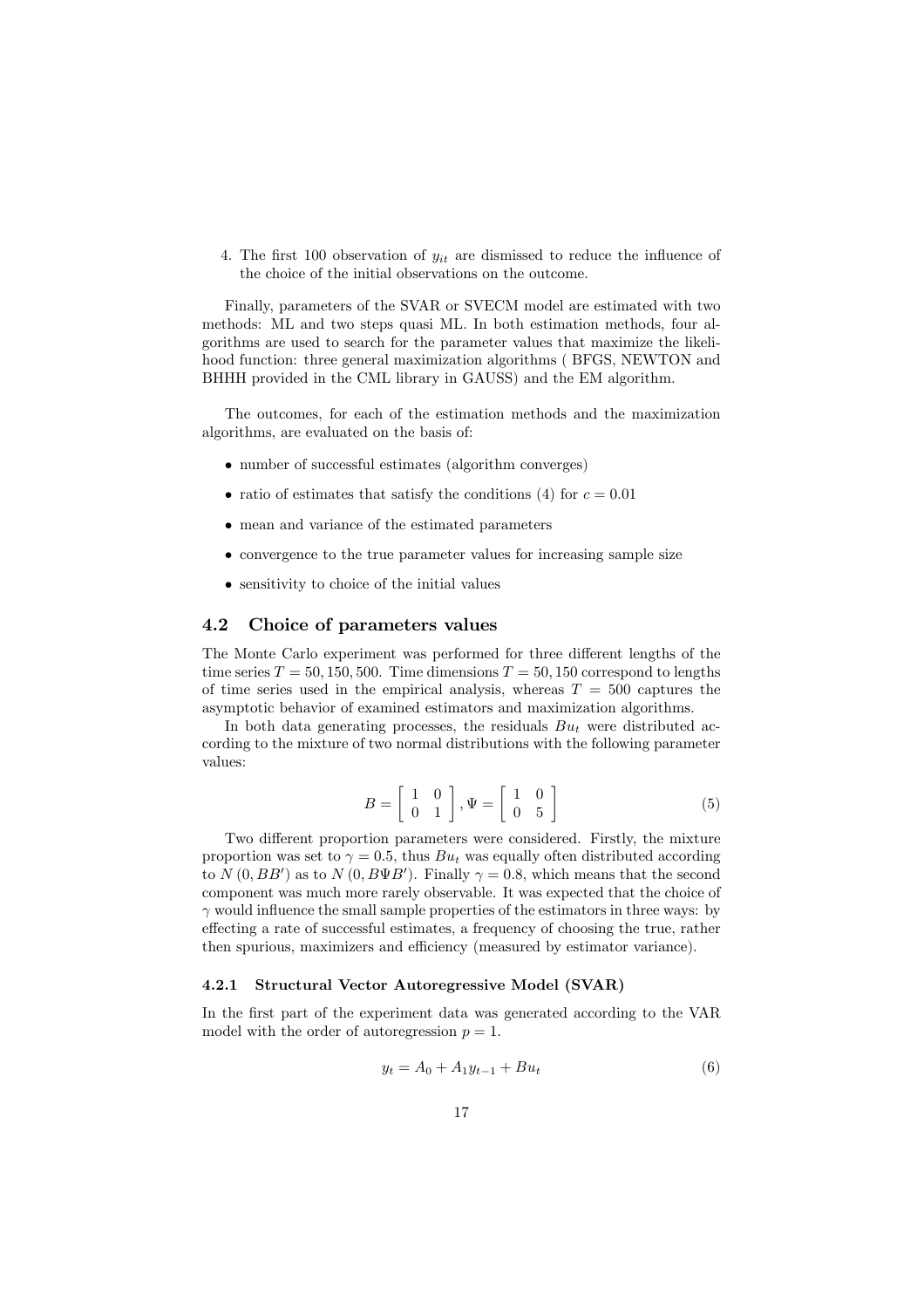4. The first 100 observation of $y_{it}$ are dismissed to reduce the influence of the choice of the initial observations on the outcome.

Finally, parameters of the SVAR or SVECM model are estimated with two methods: ML and two steps quasi ML. In both estimation methods, four algorithms are used to search for the parameter values that maximize the likelihood function: three general maximization algorithms ( BFGS, NEWTON and BHHH provided in the CML library in GAUSS) and the EM algorithm.

The outcomes, for each of the estimation methods and the maximization algorithms, are evaluated on the basis of:

- number of successful estimates (algorithm converges)
- ratio of estimates that satisfy the conditions (4) for $c = 0.01$
- mean and variance of the estimated parameters
- convergence to the true parameter values for increasing sample size
- sensitivity to choice of the initial values

## 4.2 Choice of parameters values

The Monte Carlo experiment was performed for three different lengths of the time series $T = 50, 150, 500$. Time dimensions $T = 50, 150$ correspond to lengths of time series used in the empirical analysis, whereas $T = 500$ captures the asymptotic behavior of examined estimators and maximization algorithms.

In both data generating processes, the residuals $Bu_t$ were distributed according to the mixture of two normal distributions with the following parameter values:

$$B = \begin{bmatrix} 1 & 0 \\ 0 & 1 \end{bmatrix}, \Psi = \begin{bmatrix} 1 & 0 \\ 0 & 5 \end{bmatrix} \tag{5}$$

Two different proportion parameters were considered. Firstly, the mixture proportion was set to $\gamma = 0.5$, thus $Bu_t$ was equally often distributed according to $N(0, BB')$ as to $N(0, B\Psi B')$. Finally $\gamma = 0.8$, which means that the second component was much more rarely observable. It was expected that the choice of $\gamma$ would influence the small sample properties of the estimators in three ways: by effecting a rate of successful estimates, a frequency of choosing the true, rather then spurious, maximizers and efficiency (measured by estimator variance).

### 4.2.1 Structural Vector Autoregressive Model (SVAR)

In the first part of the experiment data was generated according to the VAR model with the order of autoregression $p = 1$.

$$y_t = A_0 + A_1 y_{t-1} + Bu_t \tag{6}$$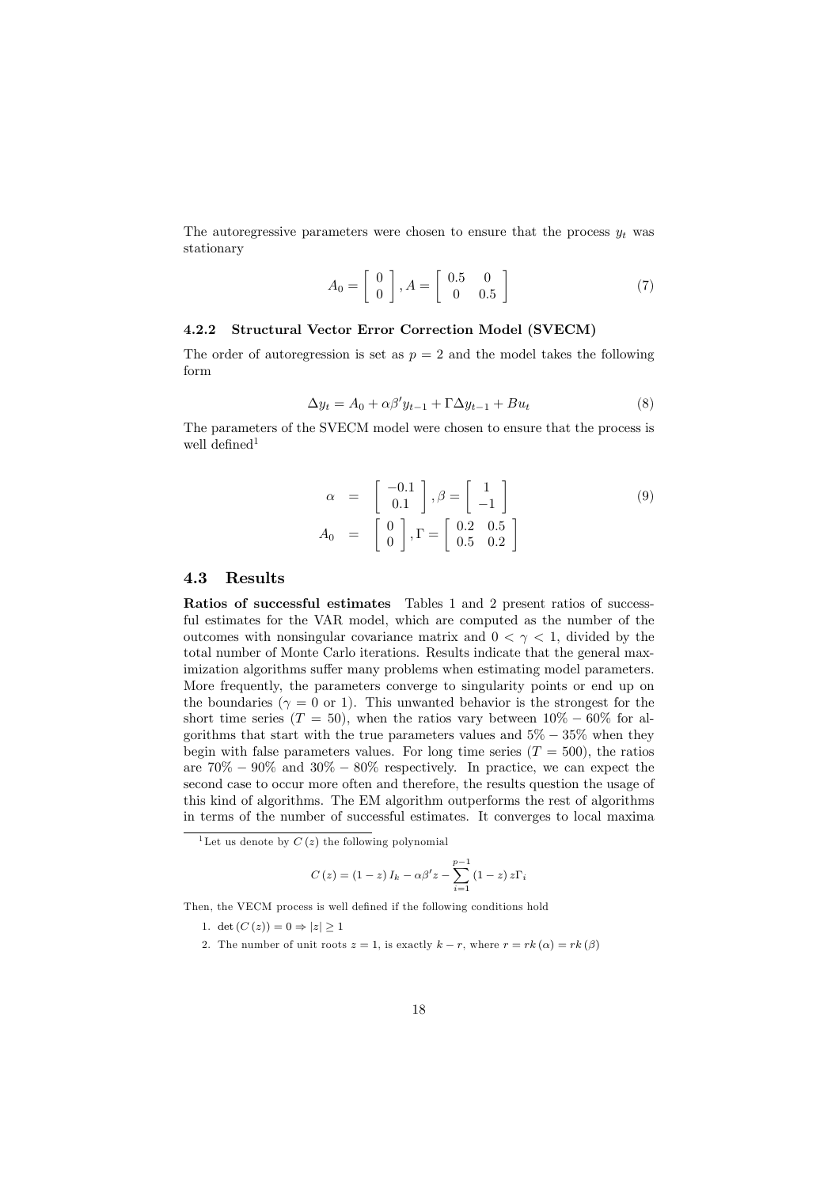The autoregressive parameters were chosen to ensure that the process $y_t$ was stationary

$$A_0 = \begin{bmatrix} 0 \\ 0 \end{bmatrix}, A = \begin{bmatrix} 0.5 & 0 \\ 0 & 0.5 \end{bmatrix} \tag{7}$$

#### 4.2.2 Structural Vector Error Correction Model (SVECM)

The order of autoregression is set as $p = 2$ and the model takes the following form

$$\Delta y_t = A_0 + \alpha \beta' y_{t-1} + \Gamma \Delta y_{t-1} + B u_t \tag{8}$$

The parameters of the SVECM model were chosen to ensure that the process is well defined[1]

$$\begin{aligned} \alpha &= \begin{bmatrix} -0.1 \\ 0.1 \end{bmatrix}, \beta = \begin{bmatrix} 1 \\ -1 \end{bmatrix} \\ A_0 &= \begin{bmatrix} 0 \\ 0 \end{bmatrix}, \Gamma = \begin{bmatrix} 0.2 & 0.5 \\ 0.5 & 0.2 \end{bmatrix} \end{aligned} \tag{9}$$

### 4.3 Results

**Ratios of successful estimates** Tables 1 and 2 present ratios of successful estimates for the VAR model, which are computed as the number of the outcomes with nonsingular covariance matrix and $0 < \gamma < 1$, divided by the total number of Monte Carlo iterations. Results indicate that the general maximization algorithms suffer many problems when estimating model parameters. More frequently, the parameters converge to singularity points or end up on the boundaries ($\gamma = 0$ or 1). This unwanted behavior is the strongest for the short time series ($T = 50$), when the ratios vary between $10\% - 60\%$ for algorithms that start with the true parameters values and $5\% - 35\%$ when they begin with false parameters values. For long time series ($T = 500$), the ratios are $70\% - 90\%$ and $30\% - 80\%$ respectively. In practice, we can expect the second case to occur more often and therefore, the results question the usage of this kind of algorithms. The EM algorithm outperforms the rest of algorithms in terms of the number of successful estimates. It converges to local maxima

[1] Let us denote by $C(z)$ the following polynomial

$$C(z) = (1-z) I_k - \alpha \beta' z - \sum_{i=1}^{p-1} (1-z) z \Gamma_i$$

Then, the VECM process is well defined if the following conditions hold

1. $\det(C(z)) = 0 \Rightarrow |z| \geq 1$
2. The number of unit roots $z = 1$, is exactly $k - r$, where $r = rk(\alpha) = rk(\beta)$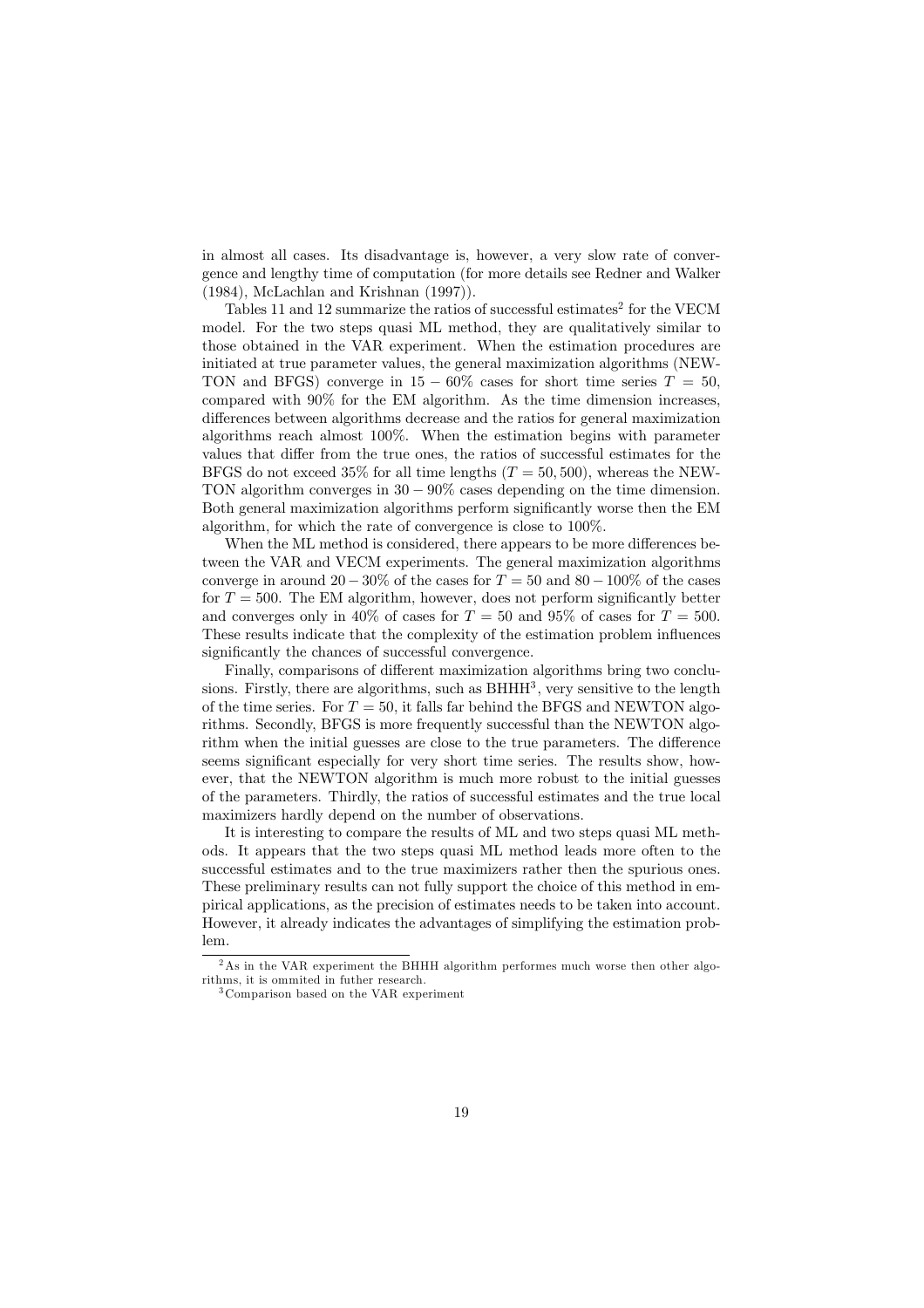in almost all cases. Its disadvantage is, however, a very slow rate of convergence and lengthy time of computation (for more details see Redner and Walker (1984), McLachlan and Krishnan (1997)).

Tables 11 and 12 summarize the ratios of successful estimates[2] for the VECM model. For the two steps quasi ML method, they are qualitatively similar to those obtained in the VAR experiment. When the estimation procedures are initiated at true parameter values, the general maximization algorithms (NEWTON and BFGS) converge in $15 - 60\%$ cases for short time series $T = 50$, compared with 90% for the EM algorithm. As the time dimension increases, differences between algorithms decrease and the ratios for general maximization algorithms reach almost 100%. When the estimation begins with parameter values that differ from the true ones, the ratios of successful estimates for the BFGS do not exceed 35% for all time lengths ($T = 50, 500$), whereas the NEWTON algorithm converges in $30 - 90\%$ cases depending on the time dimension. Both general maximization algorithms perform significantly worse then the EM algorithm, for which the rate of convergence is close to 100%.

When the ML method is considered, there appears to be more differences between the VAR and VECM experiments. The general maximization algorithms converge in around $20 - 30\%$ of the cases for $T = 50$ and $80 - 100\%$ of the cases for $T = 500$. The EM algorithm, however, does not perform significantly better and converges only in 40% of cases for $T = 50$ and 95% of cases for $T = 500$. These results indicate that the complexity of the estimation problem influences significantly the chances of successful convergence.

Finally, comparisons of different maximization algorithms bring two conclusions. Firstly, there are algorithms, such as BHHH[3], very sensitive to the length of the time series. For $T = 50$, it falls far behind the BFGS and NEWTON algorithms. Secondly, BFGS is more frequently successful than the NEWTON algorithm when the initial guesses are close to the true parameters. The difference seems significant especially for very short time series. The results show, however, that the NEWTON algorithm is much more robust to the initial guesses of the parameters. Thirdly, the ratios of successful estimates and the true local maximizers hardly depend on the number of observations.

It is interesting to compare the results of ML and two steps quasi ML methods. It appears that the two steps quasi ML method leads more often to the successful estimates and to the true maximizers rather then the spurious ones. These preliminary results can not fully support the choice of this method in empirical applications, as the precision of estimates needs to be taken into account. However, it already indicates the advantages of simplifying the estimation problem.

[2] As in the VAR experiment the BHHH algorithm performes much worse then other algorithms, it is ommited in futher research.

[3] Comparison based on the VAR experiment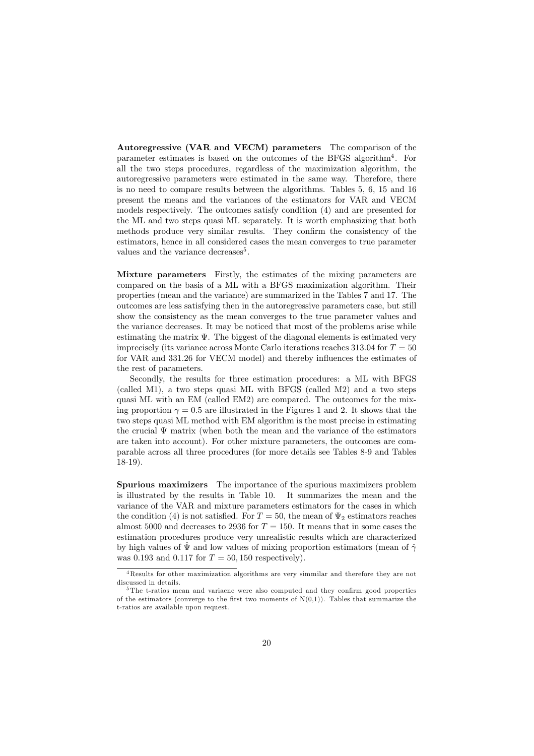**Autoregressive (VAR and VECM) parameters** The comparison of the parameter estimates is based on the outcomes of the BFGS algorithm[4]. For all the two steps procedures, regardless of the maximization algorithm, the autoregressive parameters were estimated in the same way. Therefore, there is no need to compare results between the algorithms. Tables 5, 6, 15 and 16 present the means and the variances of the estimators for VAR and VECM models respectively. The outcomes satisfy condition (4) and are presented for the ML and two steps quasi ML separately. It is worth emphasizing that both methods produce very similar results. They confirm the consistency of the estimators, hence in all considered cases the mean converges to true parameter values and the variance decreases[5].

**Mixture parameters** Firstly, the estimates of the mixing parameters are compared on the basis of a ML with a BFGS maximization algorithm. Their properties (mean and the variance) are summarized in the Tables 7 and 17. The outcomes are less satisfying then in the autoregressive parameters case, but still show the consistency as the mean converges to the true parameter values and the variance decreases. It may be noticed that most of the problems arise while estimating the matrix $\Psi$. The biggest of the diagonal elements is estimated very imprecisely (its variance across Monte Carlo iterations reaches 313.04 for $T = 50$ for VAR and 331.26 for VECM model) and thereby influences the estimates of the rest of parameters.

Secondly, the results for three estimation procedures: a ML with BFGS (called M1), a two steps quasi ML with BFGS (called M2) and a two steps quasi ML with an EM (called EM2) are compared. The outcomes for the mixing proportion $\gamma = 0.5$ are illustrated in the Figures 1 and 2. It shows that the two steps quasi ML method with EM algorithm is the most precise in estimating the crucial $\Psi$ matrix (when both the mean and the variance of the estimators are taken into account). For other mixture parameters, the outcomes are comparable across all three procedures (for more details see Tables 8-9 and Tables 18-19).

**Spurious maximizers** The importance of the spurious maximizers problem is illustrated by the results in Table 10. It summarizes the mean and the variance of the VAR and mixture parameters estimators for the cases in which the condition (4) is not satisfied. For $T = 50$, the mean of $\Psi_2$ estimators reaches almost 5000 and decreases to 2936 for $T = 150$. It means that in some cases the estimation procedures produce very unrealistic results which are characterized by high values of $\hat{\Psi}$ and low values of mixing proportion estimators (mean of $\hat{\gamma}$ was 0.193 and 0.117 for $T = 50, 150$ respectively).

[4] Results for other maximization algorithms are very simmilar and therefore they are not discussed in details.

[5] The t-ratios mean and variacne were also computed and they confirm good properties of the estimators (converge to the first two moments of N(0,1)). Tables that summarize the t-ratios are available upon request.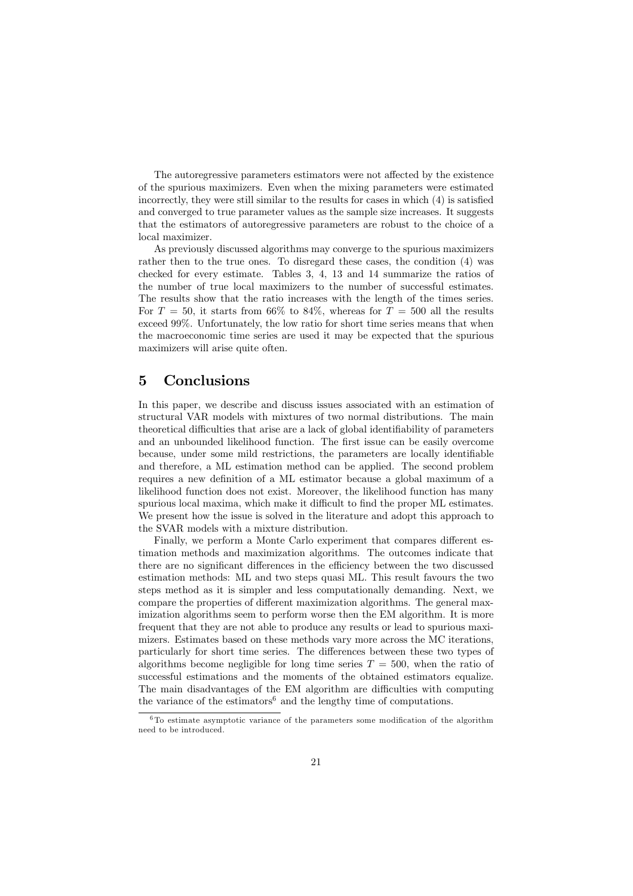The autoregressive parameters estimators were not affected by the existence of the spurious maximizers. Even when the mixing parameters were estimated incorrectly, they were still similar to the results for cases in which (4) is satisfied and converged to true parameter values as the sample size increases. It suggests that the estimators of autoregressive parameters are robust to the choice of a local maximizer.

As previously discussed algorithms may converge to the spurious maximizers rather then to the true ones. To disregard these cases, the condition (4) was checked for every estimate. Tables 3, 4, 13 and 14 summarize the ratios of the number of true local maximizers to the number of successful estimates. The results show that the ratio increases with the length of the times series. For $T = 50$, it starts from 66% to 84%, whereas for $T = 500$ all the results exceed 99%. Unfortunately, the low ratio for short time series means that when the macroeconomic time series are used it may be expected that the spurious maximizers will arise quite often.

## 5 Conclusions

In this paper, we describe and discuss issues associated with an estimation of structural VAR models with mixtures of two normal distributions. The main theoretical difficulties that arise are a lack of global identifiability of parameters and an unbounded likelihood function. The first issue can be easily overcome because, under some mild restrictions, the parameters are locally identifiable and therefore, a ML estimation method can be applied. The second problem requires a new definition of a ML estimator because a global maximum of a likelihood function does not exist. Moreover, the likelihood function has many spurious local maxima, which make it difficult to find the proper ML estimates. We present how the issue is solved in the literature and adopt this approach to the SVAR models with a mixture distribution.

Finally, we perform a Monte Carlo experiment that compares different estimation methods and maximization algorithms. The outcomes indicate that there are no significant differences in the efficiency between the two discussed estimation methods: ML and two steps quasi ML. This result favours the two steps method as it is simpler and less computationally demanding. Next, we compare the properties of different maximization algorithms. The general maximization algorithms seem to perform worse then the EM algorithm. It is more frequent that they are not able to produce any results or lead to spurious maximizers. Estimates based on these methods vary more across the MC iterations, particularly for short time series. The differences between these two types of algorithms become negligible for long time series $T = 500$, when the ratio of successful estimations and the moments of the obtained estimators equalize. The main disadvantages of the EM algorithm are difficulties with computing the variance of the estimators[6] and the lengthy time of computations.

[6] To estimate asymptotic variance of the parameters some modification of the algorithm need to be introduced.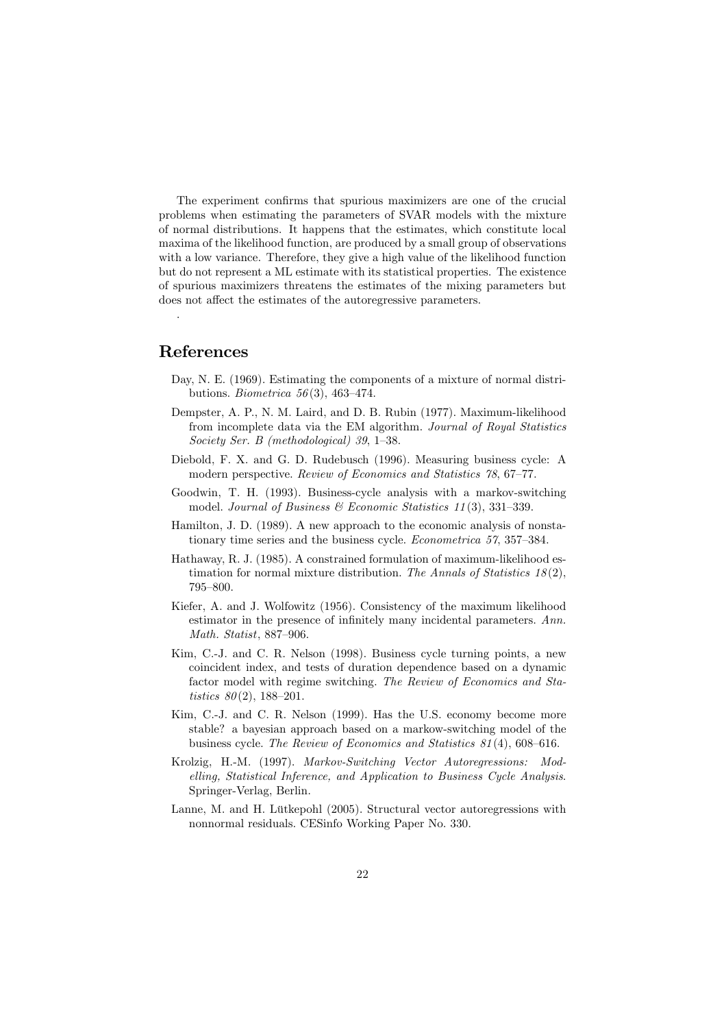The experiment confirms that spurious maximizers are one of the crucial problems when estimating the parameters of SVAR models with the mixture of normal distributions. It happens that the estimates, which constitute local maxima of the likelihood function, are produced by a small group of observations with a low variance. Therefore, they give a high value of the likelihood function but do not represent a ML estimate with its statistical properties. The existence of spurious maximizers threatens the estimates of the mixing parameters but does not affect the estimates of the autoregressive parameters.

.

## References

Day, N. E. (1969). Estimating the components of a mixture of normal distributions. *Biometrica 56*(3), 463–474.

Dempster, A. P., N. M. Laird, and D. B. Rubin (1977). Maximum-likelihood from incomplete data via the EM algorithm. *Journal of Royal Statistics Society Ser. B (methodological) 39*, 1–38.

Diebold, F. X. and G. D. Rudebusch (1996). Measuring business cycle: A modern perspective. *Review of Economics and Statistics 78*, 67–77.

Goodwin, T. H. (1993). Business-cycle analysis with a markov-switching model. *Journal of Business & Economic Statistics 11*(3), 331–339.

Hamilton, J. D. (1989). A new approach to the economic analysis of nonstationary time series and the business cycle. *Econometrica 57*, 357–384.

Hathaway, R. J. (1985). A constrained formulation of maximum-likelihood estimation for normal mixture distribution. *The Annals of Statistics 18*(2), 795–800.

Kiefer, A. and J. Wolfowitz (1956). Consistency of the maximum likelihood estimator in the presence of infinitely many incidental parameters. *Ann. Math. Statist*, 887–906.

Kim, C.-J. and C. R. Nelson (1998). Business cycle turning points, a new coincident index, and tests of duration dependence based on a dynamic factor model with regime switching. *The Review of Economics and Statistics 80*(2), 188–201.

Kim, C.-J. and C. R. Nelson (1999). Has the U.S. economy become more stable? a bayesian approach based on a markow-switching model of the business cycle. *The Review of Economics and Statistics 81*(4), 608–616.

Krolzig, H.-M. (1997). *Markov-Switching Vector Autoregressions: Modelling, Statistical Inference, and Application to Business Cycle Analysis*. Springer-Verlag, Berlin.

Lanne, M. and H. Lütkepohl (2005). Structural vector autoregressions with nonnormal residuals. CESinfo Working Paper No. 330.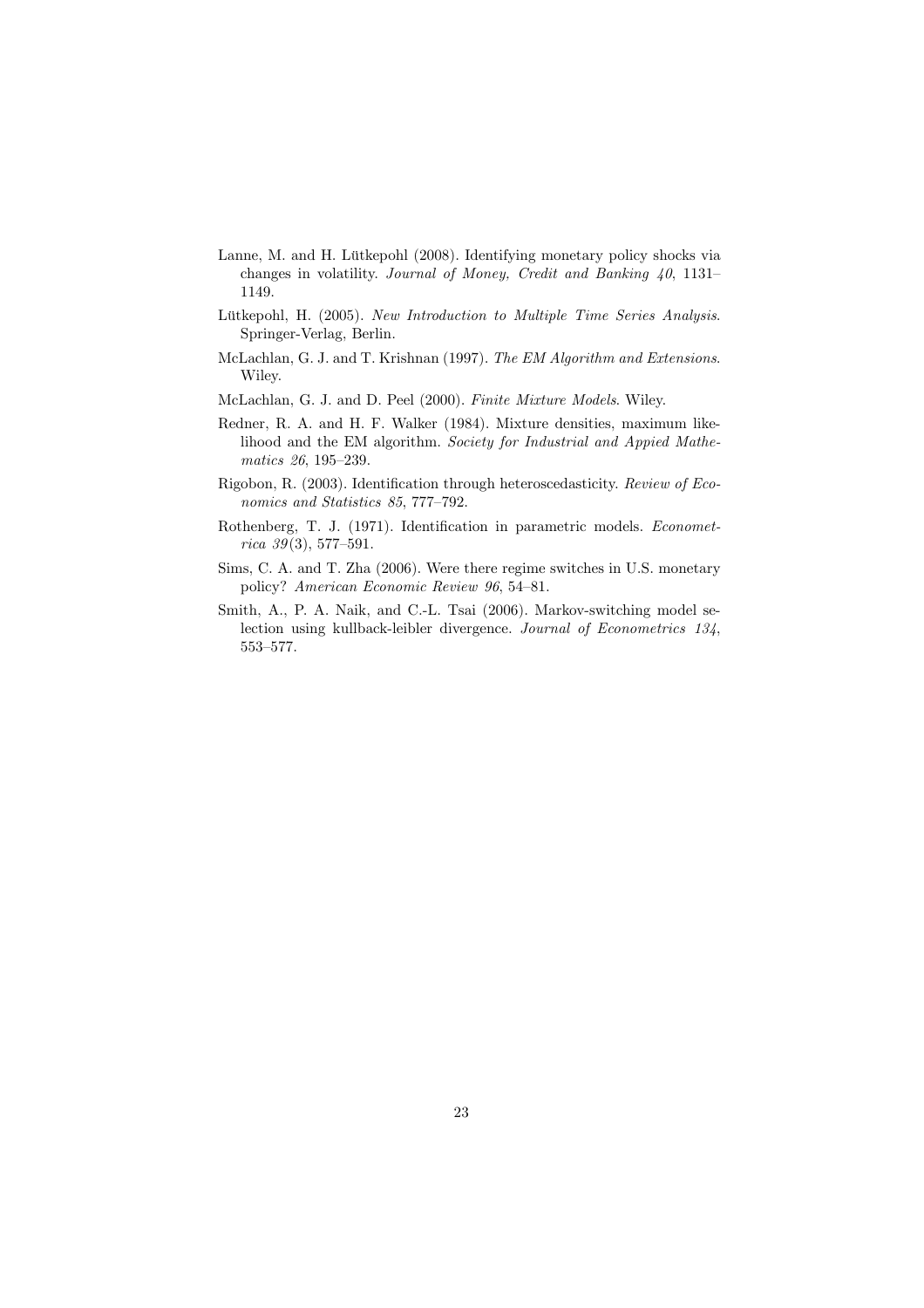Lanne, M. and H. Lütkepohl (2008). Identifying monetary policy shocks via changes in volatility. *Journal of Money, Credit and Banking 40*, 1131–1149.

Lütkepohl, H. (2005). *New Introduction to Multiple Time Series Analysis*. Springer-Verlag, Berlin.

McLachlan, G. J. and T. Krishnan (1997). *The EM Algorithm and Extensions*. Wiley.

McLachlan, G. J. and D. Peel (2000). *Finite Mixture Models*. Wiley.

Redner, R. A. and H. F. Walker (1984). Mixture densities, maximum likelihood and the EM algorithm. *Society for Industrial and Appied Mathematics 26*, 195–239.

Rigobon, R. (2003). Identification through heteroscedasticity. *Review of Economics and Statistics 85*, 777–792.

Rothenberg, T. J. (1971). Identification in parametric models. *Econometrica 39*(3), 577–591.

Sims, C. A. and T. Zha (2006). Were there regime switches in U.S. monetary policy? *American Economic Review 96*, 54–81.

Smith, A., P. A. Naik, and C.-L. Tsai (2006). Markov-switching model selection using kullback-leibler divergence. *Journal of Econometrics 134*, 553–577.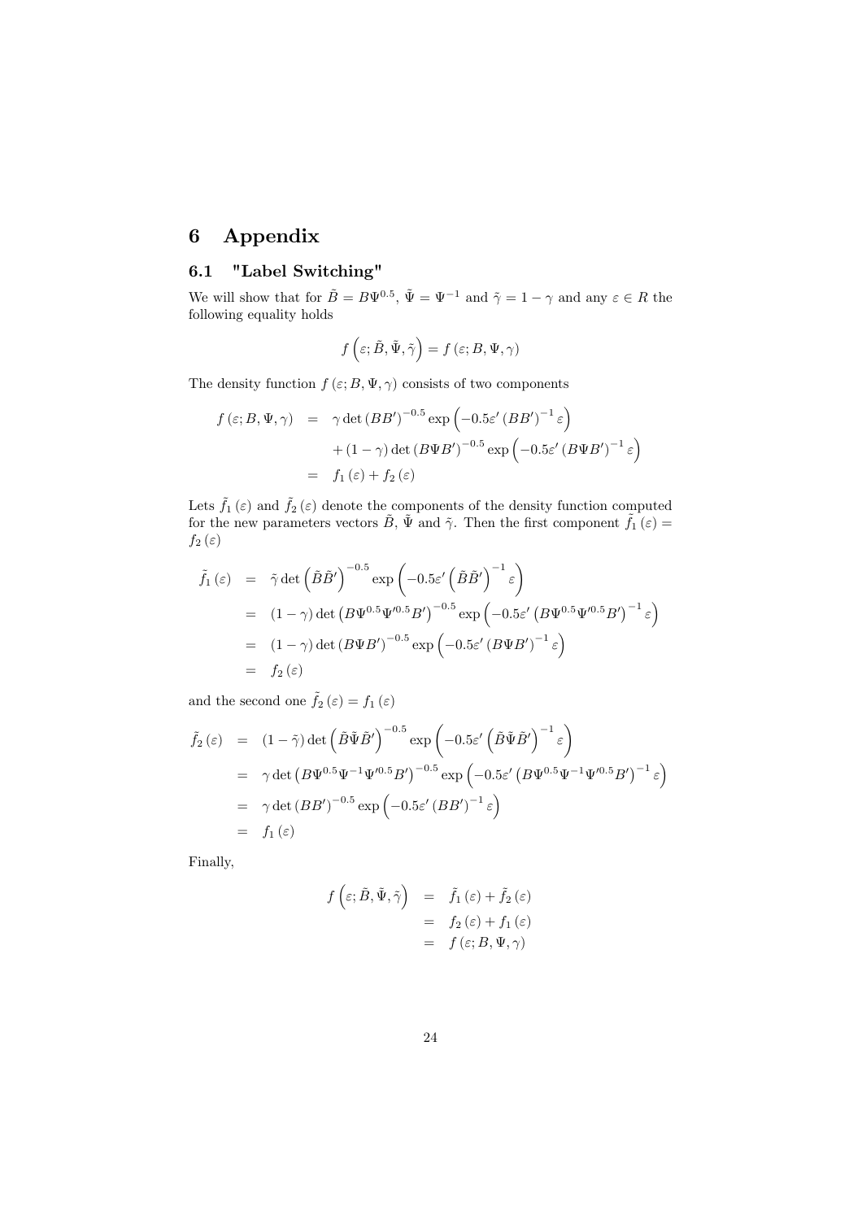# 6 Appendix

## 6.1 "Label Switching"

We will show that for $\tilde{B} = B\Psi^{0.5}$, $\tilde{\Psi} = \Psi^{-1}$ and $\tilde{\gamma} = 1 - \gamma$ and any $\varepsilon \in R$ the following equality holds

$$f\left(\varepsilon; \tilde{B}, \tilde{\Psi}, \tilde{\gamma}\right) = f\left(\varepsilon; B, \Psi, \gamma\right)$$

The density function $f\left(\varepsilon; B, \Psi, \gamma\right)$ consists of two components

$$\begin{aligned}
f\left(\varepsilon; B, \Psi, \gamma\right) &= \gamma \det\left(BB'\right)^{-0.5} \exp\left(-0.5\varepsilon' \left(BB'\right)^{-1} \varepsilon\right) \\
&\quad + (1-\gamma) \det\left(B\Psi B'\right)^{-0.5} \exp\left(-0.5\varepsilon' \left(B\Psi B'\right)^{-1} \varepsilon\right) \\
&= f_1\left(\varepsilon\right) + f_2\left(\varepsilon\right)
\end{aligned}$$

Lets $\tilde{f}_1\left(\varepsilon\right)$ and $\tilde{f}_2\left(\varepsilon\right)$ denote the components of the density function computed for the new parameters vectors $\tilde{B}$, $\tilde{\Psi}$ and $\tilde{\gamma}$. Then the first component $\tilde{f}_1\left(\varepsilon\right) = f_2\left(\varepsilon\right)$

$$\begin{aligned}
\tilde{f}_1\left(\varepsilon\right) &= \tilde{\gamma} \det\left(\tilde{B}\tilde{B}'\right)^{-0.5} \exp\left(-0.5\varepsilon' \left(\tilde{B}\tilde{B}'\right)^{-1} \varepsilon\right) \\
&= (1-\gamma) \det\left(B\Psi^{0.5}\Psi'^{0.5}B'\right)^{-0.5} \exp\left(-0.5\varepsilon' \left(B\Psi^{0.5}\Psi'^{0.5}B'\right)^{-1} \varepsilon\right) \\
&= (1-\gamma) \det\left(B\Psi B'\right)^{-0.5} \exp\left(-0.5\varepsilon' \left(B\Psi B'\right)^{-1} \varepsilon\right) \\
&= f_2\left(\varepsilon\right)
\end{aligned}$$

and the second one $\tilde{f}_2\left(\varepsilon\right) = f_1\left(\varepsilon\right)$

$$\begin{aligned}
\tilde{f}_2\left(\varepsilon\right) &= (1-\tilde{\gamma}) \det\left(\tilde{B}\tilde{\Psi}\tilde{B}'\right)^{-0.5} \exp\left(-0.5\varepsilon' \left(\tilde{B}\tilde{\Psi}\tilde{B}'\right)^{-1} \varepsilon\right) \\
&= \gamma \det\left(B\Psi^{0.5}\Psi^{-1}\Psi'^{0.5}B'\right)^{-0.5} \exp\left(-0.5\varepsilon' \left(B\Psi^{0.5}\Psi^{-1}\Psi'^{0.5}B'\right)^{-1} \varepsilon\right) \\
&= \gamma \det\left(BB'\right)^{-0.5} \exp\left(-0.5\varepsilon' \left(BB'\right)^{-1} \varepsilon\right) \\
&= f_1\left(\varepsilon\right)
\end{aligned}$$

Finally,

$$\begin{aligned}
f\left(\varepsilon; \tilde{B}, \tilde{\Psi}, \tilde{\gamma}\right) &= \tilde{f}_1\left(\varepsilon\right) + \tilde{f}_2\left(\varepsilon\right) \\
&= f_2\left(\varepsilon\right) + f_1\left(\varepsilon\right) \\
&= f\left(\varepsilon; B, \Psi, \gamma\right)
\end{aligned}$$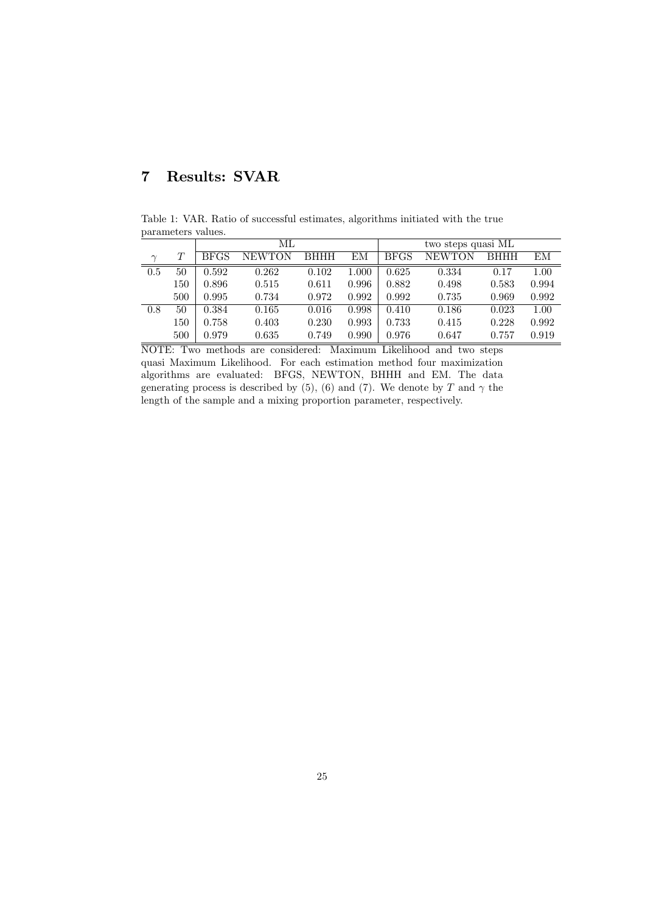## 7 Results: SVAR

Table 1: VAR. Ratio of successful estimates, algorithms initiated with the true parameters values.

| | | ML | | | | two steps quasi ML | | | |
|---|---|---|---|---|---|---|---|---|---|
| $\gamma$ | $T$ | BFGS | NEWTON | BHHH | EM | BFGS | NEWTON | BHHH | EM |
| 0.5 | 50 | 0.592 | 0.262 | 0.102 | 1.000 | 0.625 | 0.334 | 0.17 | 1.00 |
| | 150 | 0.896 | 0.515 | 0.611 | 0.996 | 0.882 | 0.498 | 0.583 | 0.994 |
| | 500 | 0.995 | 0.734 | 0.972 | 0.992 | 0.992 | 0.735 | 0.969 | 0.992 |
| 0.8 | 50 | 0.384 | 0.165 | 0.016 | 0.998 | 0.410 | 0.186 | 0.023 | 1.00 |
| | 150 | 0.758 | 0.403 | 0.230 | 0.993 | 0.733 | 0.415 | 0.228 | 0.992 |
| | 500 | 0.979 | 0.635 | 0.749 | 0.990 | 0.976 | 0.647 | 0.757 | 0.919 |

NOTE: Two methods are considered: Maximum Likelihood and two steps quasi Maximum Likelihood. For each estimation method four maximization algorithms are evaluated: BFGS, NEWTON, BHHH and EM. The data generating process is described by (5), (6) and (7). We denote by $T$ and $\gamma$ the length of the sample and a mixing proportion parameter, respectively.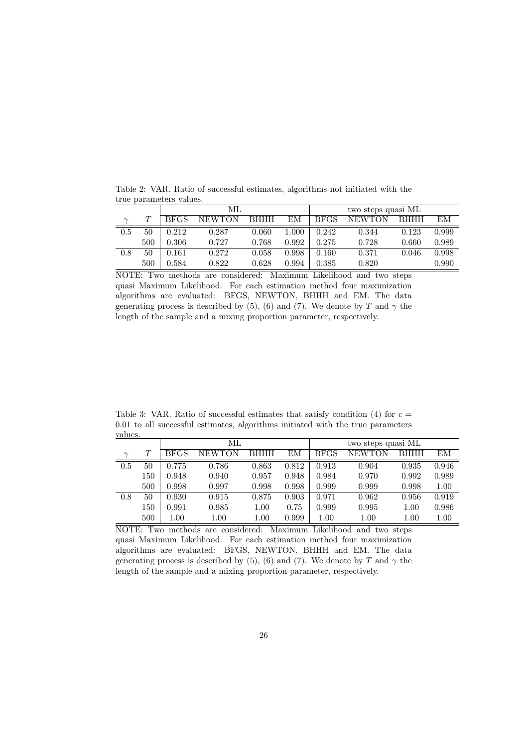Table 2: VAR. Ratio of successful estimates, algorithms not initiated with the true parameters values.

| | | ML | | | | two steps quasi ML | | | |
|---|---|---|---|---|---|---|---|---|---|
| $\gamma$ | $T$ | BFGS | NEWTON | BHHH | EM | BFGS | NEWTON | BHHH | EM |
| 0.5 | 50 | 0.212 | 0.287 | 0.060 | 1.000 | 0.242 | 0.344 | 0.123 | 0.999 |
| | 500 | 0.306 | 0.727 | 0.768 | 0.992 | 0.275 | 0.728 | 0.660 | 0.989 |
| 0.8 | 50 | 0.161 | 0.272 | 0.058 | 0.998 | 0.160 | 0.371 | 0.046 | 0.998 |
| | 500 | 0.584 | 0.822 | 0.628 | 0.994 | 0.385 | 0.820 | | 0.990 |

NOTE: Two methods are considered: Maximum Likelihood and two steps quasi Maximum Likelihood. For each estimation method four maximization algorithms are evaluated: BFGS, NEWTON, BHHH and EM. The data generating process is described by (5), (6) and (7). We denote by $T$ and $\gamma$ the length of the sample and a mixing proportion parameter, respectively.

Table 3: VAR. Ratio of successful estimates that satisfy condition (4) for $c = 0.01$ to all successful estimates, algorithms initiated with the true parameters values.

| | | ML | | | | two steps quasi ML | | | |
|---|---|---|---|---|---|---|---|---|---|
| $\gamma$ | $T$ | BFGS | NEWTON | BHHH | EM | BFGS | NEWTON | BHHH | EM |
| 0.5 | 50 | 0.775 | 0.786 | 0.863 | 0.812 | 0.913 | 0.904 | 0.935 | 0.946 |
| | 150 | 0.948 | 0.940 | 0.957 | 0.948 | 0.984 | 0.970 | 0.992 | 0.989 |
| | 500 | 0.998 | 0.997 | 0.998 | 0.998 | 0.999 | 0.999 | 0.998 | 1.00 |
| 0.8 | 50 | 0.930 | 0.915 | 0.875 | 0.903 | 0.971 | 0.962 | 0.956 | 0.919 |
| | 150 | 0.991 | 0.985 | 1.00 | 0.75 | 0.999 | 0.995 | 1.00 | 0.986 |
| | 500 | 1.00 | 1.00 | 1.00 | 0.999 | 1.00 | 1.00 | 1.00 | 1.00 |

NOTE: Two methods are considered: Maximum Likelihood and two steps quasi Maximum Likelihood. For each estimation method four maximization algorithms are evaluated: BFGS, NEWTON, BHHH and EM. The data generating process is described by (5), (6) and (7). We denote by $T$ and $\gamma$ the length of the sample and a mixing proportion parameter, respectively.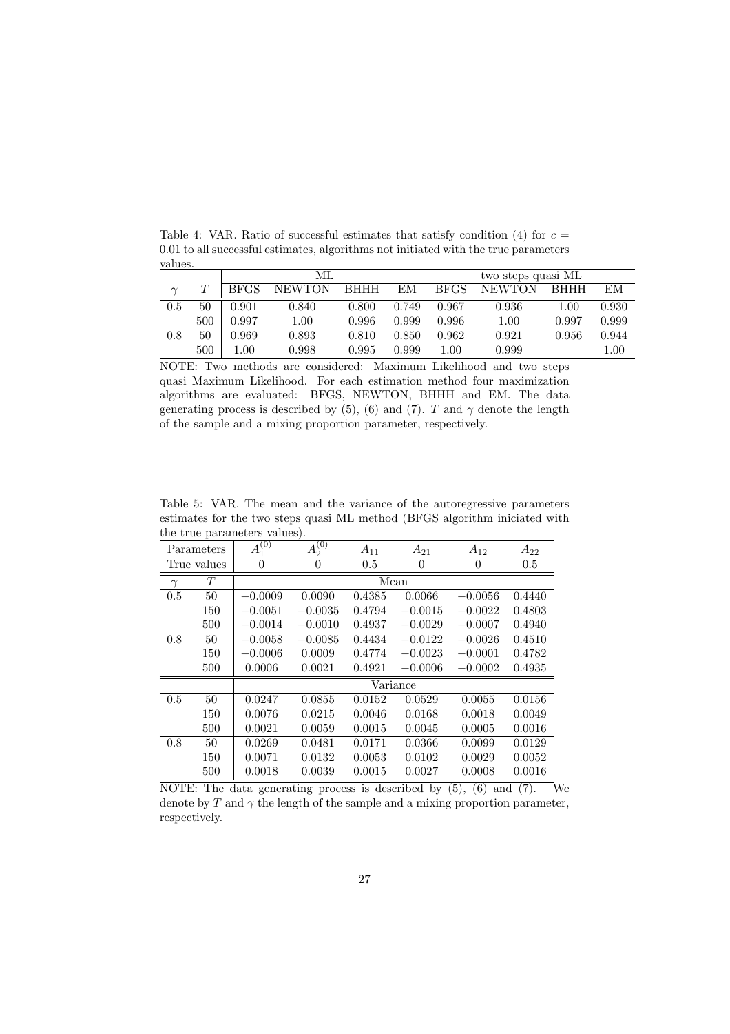Table 4: VAR. Ratio of successful estimates that satisfy condition (4) for $c = 0.01$ to all successful estimates, algorithms not initiated with the true parameters values.

| | | ML | | | | two steps quasi ML | | | |
|---|---|---|---|---|---|---|---|---|---|
| $\gamma$ | $T$ | BFGS | NEWTON | BHHH | EM | BFGS | NEWTON | BHHH | EM |
| 0.5 | 50 | 0.901 | 0.840 | 0.800 | 0.749 | 0.967 | 0.936 | 1.00 | 0.930 |
| | 500 | 0.997 | 1.00 | 0.996 | 0.999 | 0.996 | 1.00 | 0.997 | 0.999 |
| 0.8 | 50 | 0.969 | 0.893 | 0.810 | 0.850 | 0.962 | 0.921 | 0.956 | 0.944 |
| | 500 | 1.00 | 0.998 | 0.995 | 0.999 | 1.00 | 0.999 | | 1.00 |

NOTE: Two methods are considered: Maximum Likelihood and two steps quasi Maximum Likelihood. For each estimation method four maximization algorithms are evaluated: BFGS, NEWTON, BHHH and EM. The data generating process is described by (5), (6) and (7). $T$ and $\gamma$ denote the length of the sample and a mixing proportion parameter, respectively.

Table 5: VAR. The mean and the variance of the autoregressive parameters estimates for the two steps quasi ML method (BFGS algorithm iniciated with the true parameters values).

| Parameters | | $A_1^{(0)}$ | $A_2^{(0)}$ | $A_{11}$ | $A_{21}$ | $A_{12}$ | $A_{22}$ |
|---|---|---|---|---|---|---|---|
| True values | | 0 | 0 | 0.5 | 0 | 0 | 0.5 |
| $\gamma$ | $T$ | Mean | | | | | |
| 0.5 | 50 | −0.0009 | 0.0090 | 0.4385 | 0.0066 | −0.0056 | 0.4440 |
| | 150 | −0.0051 | −0.0035 | 0.4794 | −0.0015 | −0.0022 | 0.4803 |
| | 500 | −0.0014 | −0.0010 | 0.4937 | −0.0029 | −0.0007 | 0.4940 |
| 0.8 | 50 | −0.0058 | −0.0085 | 0.4434 | −0.0122 | −0.0026 | 0.4510 |
| | 150 | −0.0006 | 0.0009 | 0.4774 | −0.0023 | −0.0001 | 0.4782 |
| | 500 | 0.0006 | 0.0021 | 0.4921 | −0.0006 | −0.0002 | 0.4935 |
| | | Variance | | | | | |
| 0.5 | 50 | 0.0247 | 0.0855 | 0.0152 | 0.0529 | 0.0055 | 0.0156 |
| | 150 | 0.0076 | 0.0215 | 0.0046 | 0.0168 | 0.0018 | 0.0049 |
| | 500 | 0.0021 | 0.0059 | 0.0015 | 0.0045 | 0.0005 | 0.0016 |
| 0.8 | 50 | 0.0269 | 0.0481 | 0.0171 | 0.0366 | 0.0099 | 0.0129 |
| | 150 | 0.0071 | 0.0132 | 0.0053 | 0.0102 | 0.0029 | 0.0052 |
| | 500 | 0.0018 | 0.0039 | 0.0015 | 0.0027 | 0.0008 | 0.0016 |

NOTE: The data generating process is described by (5), (6) and (7). We denote by $T$ and $\gamma$ the length of the sample and a mixing proportion parameter, respectively.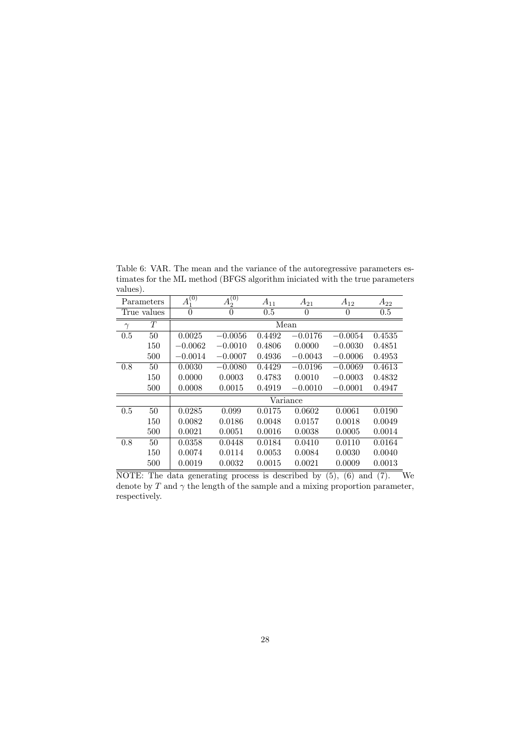Table 6: VAR. The mean and the variance of the autoregressive parameters estimates for the ML method (BFGS algorithm iniciated with the true parameters values).

| Parameters | | $A_1^{(0)}$ | $A_2^{(0)}$ | $A_{11}$ | $A_{21}$ | $A_{12}$ | $A_{22}$ |
|---|---|---|---|---|---|---|---|
| True values | | 0 | 0 | 0.5 | 0 | 0 | 0.5 |
| $\gamma$ | $T$ | Mean | | | | | |
| 0.5 | 50 | 0.0025 | $-0.0056$ | 0.4492 | $-0.0176$ | $-0.0054$ | 0.4535 |
| | 150 | $-0.0062$ | $-0.0010$ | 0.4806 | 0.0000 | $-0.0030$ | 0.4851 |
| | 500 | $-0.0014$ | $-0.0007$ | 0.4936 | $-0.0043$ | $-0.0006$ | 0.4953 |
| 0.8 | 50 | 0.0030 | $-0.0080$ | 0.4429 | $-0.0196$ | $-0.0069$ | 0.4613 |
| | 150 | 0.0000 | 0.0003 | 0.4783 | 0.0010 | $-0.0003$ | 0.4832 |
| | 500 | 0.0008 | 0.0015 | 0.4919 | $-0.0010$ | $-0.0001$ | 0.4947 |
| | | Variance | | | | | |
| 0.5 | 50 | 0.0285 | 0.099 | 0.0175 | 0.0602 | 0.0061 | 0.0190 |
| | 150 | 0.0082 | 0.0186 | 0.0048 | 0.0157 | 0.0018 | 0.0049 |
| | 500 | 0.0021 | 0.0051 | 0.0016 | 0.0038 | 0.0005 | 0.0014 |
| 0.8 | 50 | 0.0358 | 0.0448 | 0.0184 | 0.0410 | 0.0110 | 0.0164 |
| | 150 | 0.0074 | 0.0114 | 0.0053 | 0.0084 | 0.0030 | 0.0040 |
| | 500 | 0.0019 | 0.0032 | 0.0015 | 0.0021 | 0.0009 | 0.0013 |

NOTE: The data generating process is described by (5), (6) and (7). We denote by $T$ and $\gamma$ the length of the sample and a mixing proportion parameter, respectively.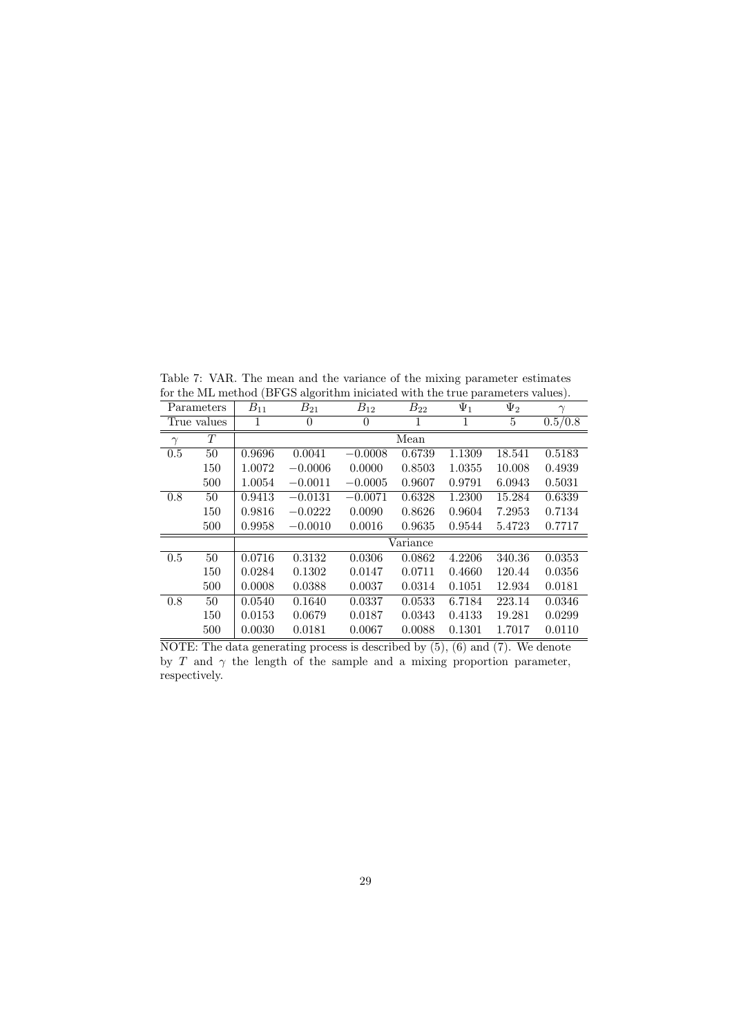Table 7: VAR. The mean and the variance of the mixing parameter estimates for the ML method (BFGS algorithm iniciated with the true parameters values).

| Parameters | | $B_{11}$ | $B_{21}$ | $B_{12}$ | $B_{22}$ | $\Psi_1$ | $\Psi_2$ | $\gamma$ |
|---|---|---|---|---|---|---|---|---|
| True values | | 1 | 0 | 0 | 1 | 1 | 5 | 0.5/0.8 |
| $\gamma$ | $T$ | Mean | | | | | | |
| 0.5 | 50 | 0.9696 | 0.0041 | $-0.0008$ | 0.6739 | 1.1309 | 18.541 | 0.5183 |
| | 150 | 1.0072 | $-0.0006$ | 0.0000 | 0.8503 | 1.0355 | 10.008 | 0.4939 |
| | 500 | 1.0054 | $-0.0011$ | $-0.0005$ | 0.9607 | 0.9791 | 6.0943 | 0.5031 |
| 0.8 | 50 | 0.9413 | $-0.0131$ | $-0.0071$ | 0.6328 | 1.2300 | 15.284 | 0.6339 |
| | 150 | 0.9816 | $-0.0222$ | 0.0090 | 0.8626 | 0.9604 | 7.2953 | 0.7134 |
| | 500 | 0.9958 | $-0.0010$ | 0.0016 | 0.9635 | 0.9544 | 5.4723 | 0.7717 |
| | | Variance | | | | | | |
| 0.5 | 50 | 0.0716 | 0.3132 | 0.0306 | 0.0862 | 4.2206 | 340.36 | 0.0353 |
| | 150 | 0.0284 | 0.1302 | 0.0147 | 0.0711 | 0.4660 | 120.44 | 0.0356 |
| | 500 | 0.0008 | 0.0388 | 0.0037 | 0.0314 | 0.1051 | 12.934 | 0.0181 |
| 0.8 | 50 | 0.0540 | 0.1640 | 0.0337 | 0.0533 | 6.7184 | 223.14 | 0.0346 |
| | 150 | 0.0153 | 0.0679 | 0.0187 | 0.0343 | 0.4133 | 19.281 | 0.0299 |
| | 500 | 0.0030 | 0.0181 | 0.0067 | 0.0088 | 0.1301 | 1.7017 | 0.0110 |

NOTE: The data generating process is described by (5), (6) and (7). We denote by $T$ and $\gamma$ the length of the sample and a mixing proportion parameter, respectively.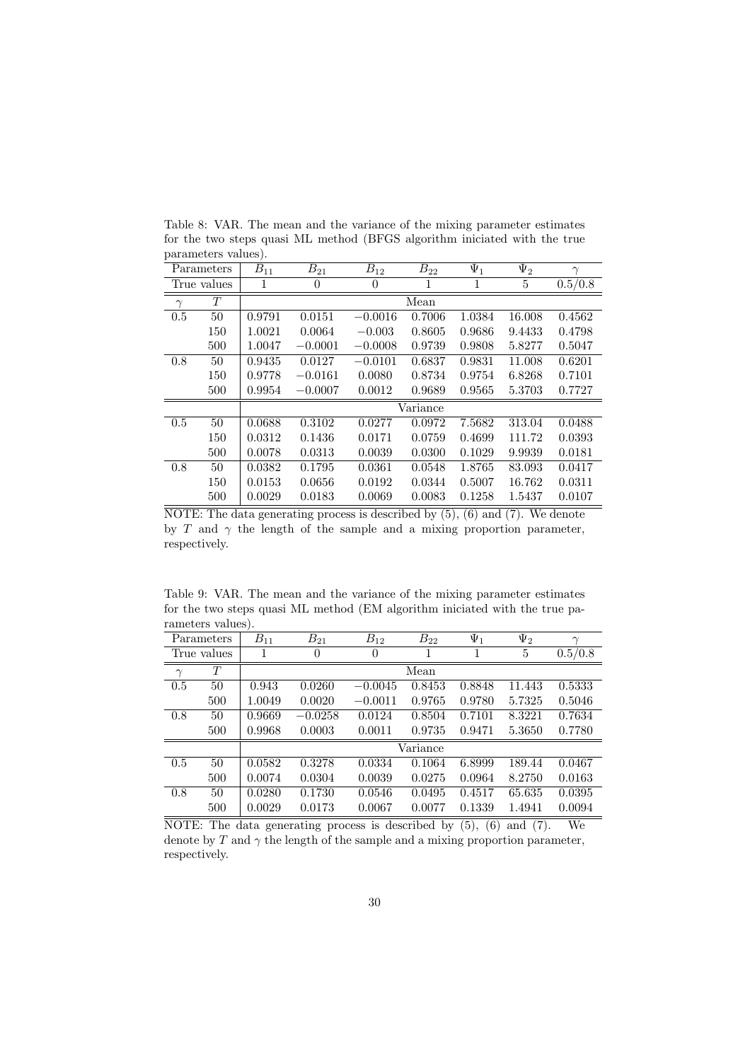Table 8: VAR. The mean and the variance of the mixing parameter estimates for the two steps quasi ML method (BFGS algorithm iniciated with the true parameters values).

| Parameters | | $B_{11}$ | $B_{21}$ | $B_{12}$ | $B_{22}$ | $\Psi_1$ | $\Psi_2$ | $\gamma$ |
|---|---|---|---|---|---|---|---|---|
| True values | | 1 | 0 | 0 | 1 | 1 | 5 | 0.5/0.8 |
| $\gamma$ | $T$ | Mean | | | | | | |
| 0.5 | 50 | 0.9791 | 0.0151 | $-0.0016$ | 0.7006 | 1.0384 | 16.008 | 0.4562 |
| | 150 | 1.0021 | 0.0064 | $-0.003$ | 0.8605 | 0.9686 | 9.4433 | 0.4798 |
| | 500 | 1.0047 | $-0.0001$ | $-0.0008$ | 0.9739 | 0.9808 | 5.8277 | 0.5047 |
| 0.8 | 50 | 0.9435 | 0.0127 | $-0.0101$ | 0.6837 | 0.9831 | 11.008 | 0.6201 |
| | 150 | 0.9778 | $-0.0161$ | 0.0080 | 0.8734 | 0.9754 | 6.8268 | 0.7101 |
| | 500 | 0.9954 | $-0.0007$ | 0.0012 | 0.9689 | 0.9565 | 5.3703 | 0.7727 |
| | | Variance | | | | | | |
| 0.5 | 50 | 0.0688 | 0.3102 | 0.0277 | 0.0972 | 7.5682 | 313.04 | 0.0488 |
| | 150 | 0.0312 | 0.1436 | 0.0171 | 0.0759 | 0.4699 | 111.72 | 0.0393 |
| | 500 | 0.0078 | 0.0313 | 0.0039 | 0.0300 | 0.1029 | 9.9939 | 0.0181 |
| 0.8 | 50 | 0.0382 | 0.1795 | 0.0361 | 0.0548 | 1.8765 | 83.093 | 0.0417 |
| | 150 | 0.0153 | 0.0656 | 0.0192 | 0.0344 | 0.5007 | 16.762 | 0.0311 |
| | 500 | 0.0029 | 0.0183 | 0.0069 | 0.0083 | 0.1258 | 1.5437 | 0.0107 |

NOTE: The data generating process is described by (5), (6) and (7). We denote by $T$ and $\gamma$ the length of the sample and a mixing proportion parameter, respectively.

Table 9: VAR. The mean and the variance of the mixing parameter estimates for the two steps quasi ML method (EM algorithm iniciated with the true parameters values).

| Parameters | | $B_{11}$ | $B_{21}$ | $B_{12}$ | $B_{22}$ | $\Psi_1$ | $\Psi_2$ | $\gamma$ |
|---|---|---|---|---|---|---|---|---|
| True values | | 1 | 0 | 0 | 1 | 1 | 5 | 0.5/0.8 |
| $\gamma$ | $T$ | Mean | | | | | | |
| 0.5 | 50 | 0.943 | 0.0260 | $-0.0045$ | 0.8453 | 0.8848 | 11.443 | 0.5333 |
| | 500 | 1.0049 | 0.0020 | $-0.0011$ | 0.9765 | 0.9780 | 5.7325 | 0.5046 |
| 0.8 | 50 | 0.9669 | $-0.0258$ | 0.0124 | 0.8504 | 0.7101 | 8.3221 | 0.7634 |
| | 500 | 0.9968 | 0.0003 | 0.0011 | 0.9735 | 0.9471 | 5.3650 | 0.7780 |
| | | Variance | | | | | | |
| 0.5 | 50 | 0.0582 | 0.3278 | 0.0334 | 0.1064 | 6.8999 | 189.44 | 0.0467 |
| | 500 | 0.0074 | 0.0304 | 0.0039 | 0.0275 | 0.0964 | 8.2750 | 0.0163 |
| 0.8 | 50 | 0.0280 | 0.1730 | 0.0546 | 0.0495 | 0.4517 | 65.635 | 0.0395 |
| | 500 | 0.0029 | 0.0173 | 0.0067 | 0.0077 | 0.1339 | 1.4941 | 0.0094 |

NOTE: The data generating process is described by (5), (6) and (7). We denote by $T$ and $\gamma$ the length of the sample and a mixing proportion parameter, respectively.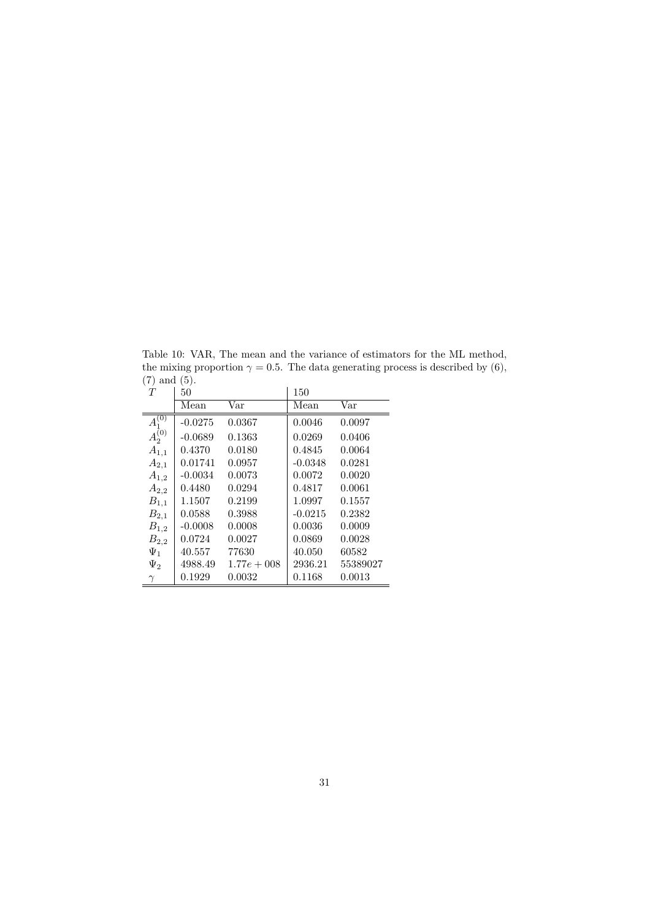Table 10: VAR, The mean and the variance of estimators for the ML method, the mixing proportion $\gamma = 0.5$. The data generating process is described by (6), (7) and (5).

| $T$ | 50 | | 150 | |
|---|---|---|---|---|
| | Mean | Var | Mean | Var |
| $A_1^{(0)}$ | -0.0275 | 0.0367 | 0.0046 | 0.0097 |
| $A_2^{(0)}$ | -0.0689 | 0.1363 | 0.0269 | 0.0406 |
| $A_{1,1}$ | 0.4370 | 0.0180 | 0.4845 | 0.0064 |
| $A_{2,1}$ | 0.01741 | 0.0957 | -0.0348 | 0.0281 |
| $A_{1,2}$ | -0.0034 | 0.0073 | 0.0072 | 0.0020 |
| $A_{2,2}$ | 0.4480 | 0.0294 | 0.4817 | 0.0061 |
| $B_{1,1}$ | 1.1507 | 0.2199 | 1.0997 | 0.1557 |
| $B_{2,1}$ | 0.0588 | 0.3988 | -0.0215 | 0.2382 |
| $B_{1,2}$ | -0.0008 | 0.0008 | 0.0036 | 0.0009 |
| $B_{2,2}$ | 0.0724 | 0.0027 | 0.0869 | 0.0028 |
| $\Psi_1$ | 40.557 | 77630 | 40.050 | 60582 |
| $\Psi_2$ | 4988.49 | $1.77e+008$ | 2936.21 | 55389027 |
| $\gamma$ | 0.1929 | 0.0032 | 0.1168 | 0.0013 |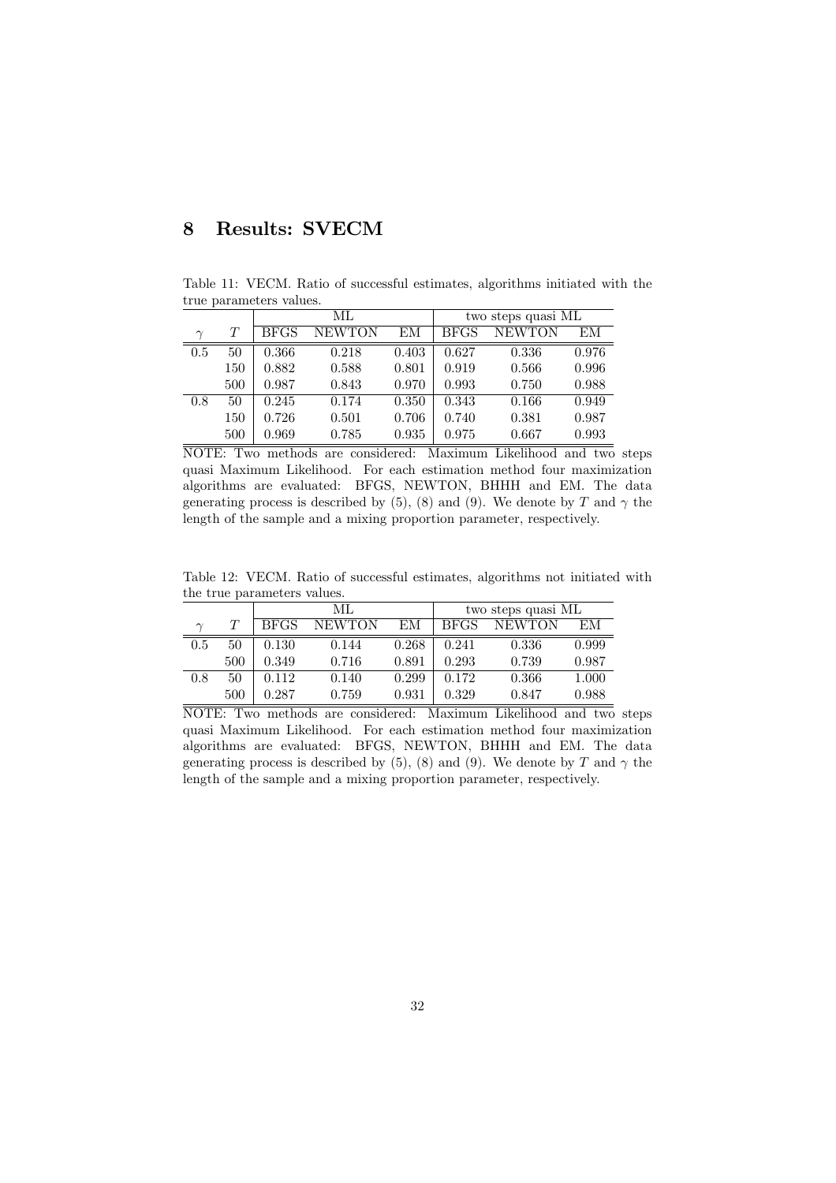## 8 Results: SVECM

Table 11: VECM. Ratio of successful estimates, algorithms initiated with the true parameters values.

| | | ML | | | two steps quasi ML | | |
|---|---|---|---|---|---|---|---|
| $\gamma$ | $T$ | BFGS | NEWTON | EM | BFGS | NEWTON | EM |
| 0.5 | 50 | 0.366 | 0.218 | 0.403 | 0.627 | 0.336 | 0.976 |
| | 150 | 0.882 | 0.588 | 0.801 | 0.919 | 0.566 | 0.996 |
| | 500 | 0.987 | 0.843 | 0.970 | 0.993 | 0.750 | 0.988 |
| 0.8 | 50 | 0.245 | 0.174 | 0.350 | 0.343 | 0.166 | 0.949 |
| | 150 | 0.726 | 0.501 | 0.706 | 0.740 | 0.381 | 0.987 |
| | 500 | 0.969 | 0.785 | 0.935 | 0.975 | 0.667 | 0.993 |

NOTE: Two methods are considered: Maximum Likelihood and two steps quasi Maximum Likelihood. For each estimation method four maximization algorithms are evaluated: BFGS, NEWTON, BHHH and EM. The data generating process is described by (5), (8) and (9). We denote by $T$ and $\gamma$ the length of the sample and a mixing proportion parameter, respectively.

Table 12: VECM. Ratio of successful estimates, algorithms not initiated with the true parameters values.

| | | ML | | | two steps quasi ML | | |
|---|---|---|---|---|---|---|---|
| $\gamma$ | $T$ | BFGS | NEWTON | EM | BFGS | NEWTON | EM |
| 0.5 | 50 | 0.130 | 0.144 | 0.268 | 0.241 | 0.336 | 0.999 |
| | 500 | 0.349 | 0.716 | 0.891 | 0.293 | 0.739 | 0.987 |
| 0.8 | 50 | 0.112 | 0.140 | 0.299 | 0.172 | 0.366 | 1.000 |
| | 500 | 0.287 | 0.759 | 0.931 | 0.329 | 0.847 | 0.988 |

NOTE: Two methods are considered: Maximum Likelihood and two steps quasi Maximum Likelihood. For each estimation method four maximization algorithms are evaluated: BFGS, NEWTON, BHHH and EM. The data generating process is described by (5), (8) and (9). We denote by $T$ and $\gamma$ the length of the sample and a mixing proportion parameter, respectively.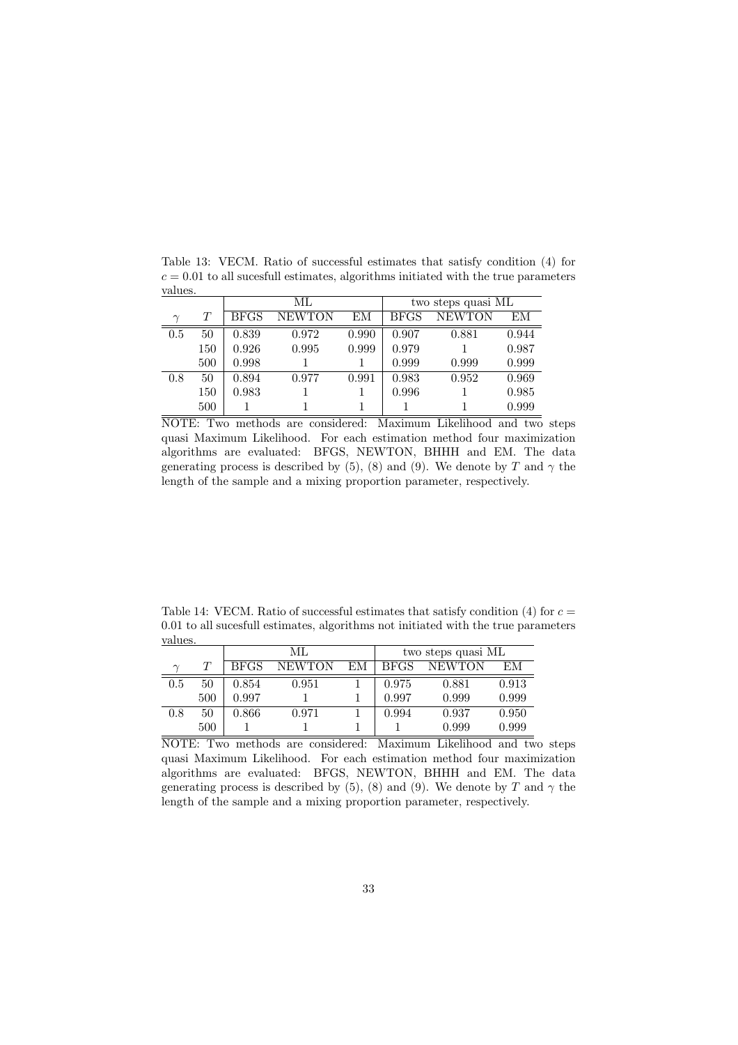Table 13: VECM. Ratio of successful estimates that satisfy condition (4) for $c = 0.01$ to all sucesfull estimates, algorithms initiated with the true parameters values.

| | | ML | | | two steps quasi ML | | |
|---|---|---|---|---|---|---|---|
| $\gamma$ | $T$ | BFGS | NEWTON | EM | BFGS | NEWTON | EM |
| 0.5 | 50 | 0.839 | 0.972 | 0.990 | 0.907 | 0.881 | 0.944 |
| | 150 | 0.926 | 0.995 | 0.999 | 0.979 | 1 | 0.987 |
| | 500 | 0.998 | 1 | 1 | 0.999 | 0.999 | 0.999 |
| 0.8 | 50 | 0.894 | 0.977 | 0.991 | 0.983 | 0.952 | 0.969 |
| | 150 | 0.983 | 1 | 1 | 0.996 | 1 | 0.985 |
| | 500 | 1 | 1 | 1 | 1 | 1 | 0.999 |

NOTE: Two methods are considered: Maximum Likelihood and two steps quasi Maximum Likelihood. For each estimation method four maximization algorithms are evaluated: BFGS, NEWTON, BHHH and EM. The data generating process is described by (5), (8) and (9). We denote by $T$ and $\gamma$ the length of the sample and a mixing proportion parameter, respectively.

Table 14: VECM. Ratio of successful estimates that satisfy condition (4) for $c = 0.01$ to all sucesfull estimates, algorithms not initiated with the true parameters values.

| | | ML | | | two steps quasi ML | | |
|---|---|---|---|---|---|---|---|
| $\gamma$ | $T$ | BFGS | NEWTON | EM | BFGS | NEWTON | EM |
| 0.5 | 50 | 0.854 | 0.951 | 1 | 0.975 | 0.881 | 0.913 |
| | 500 | 0.997 | 1 | 1 | 0.997 | 0.999 | 0.999 |
| 0.8 | 50 | 0.866 | 0.971 | 1 | 0.994 | 0.937 | 0.950 |
| | 500 | 1 | 1 | 1 | 1 | 0.999 | 0.999 |

NOTE: Two methods are considered: Maximum Likelihood and two steps quasi Maximum Likelihood. For each estimation method four maximization algorithms are evaluated: BFGS, NEWTON, BHHH and EM. The data generating process is described by (5), (8) and (9). We denote by $T$ and $\gamma$ the length of the sample and a mixing proportion parameter, respectively.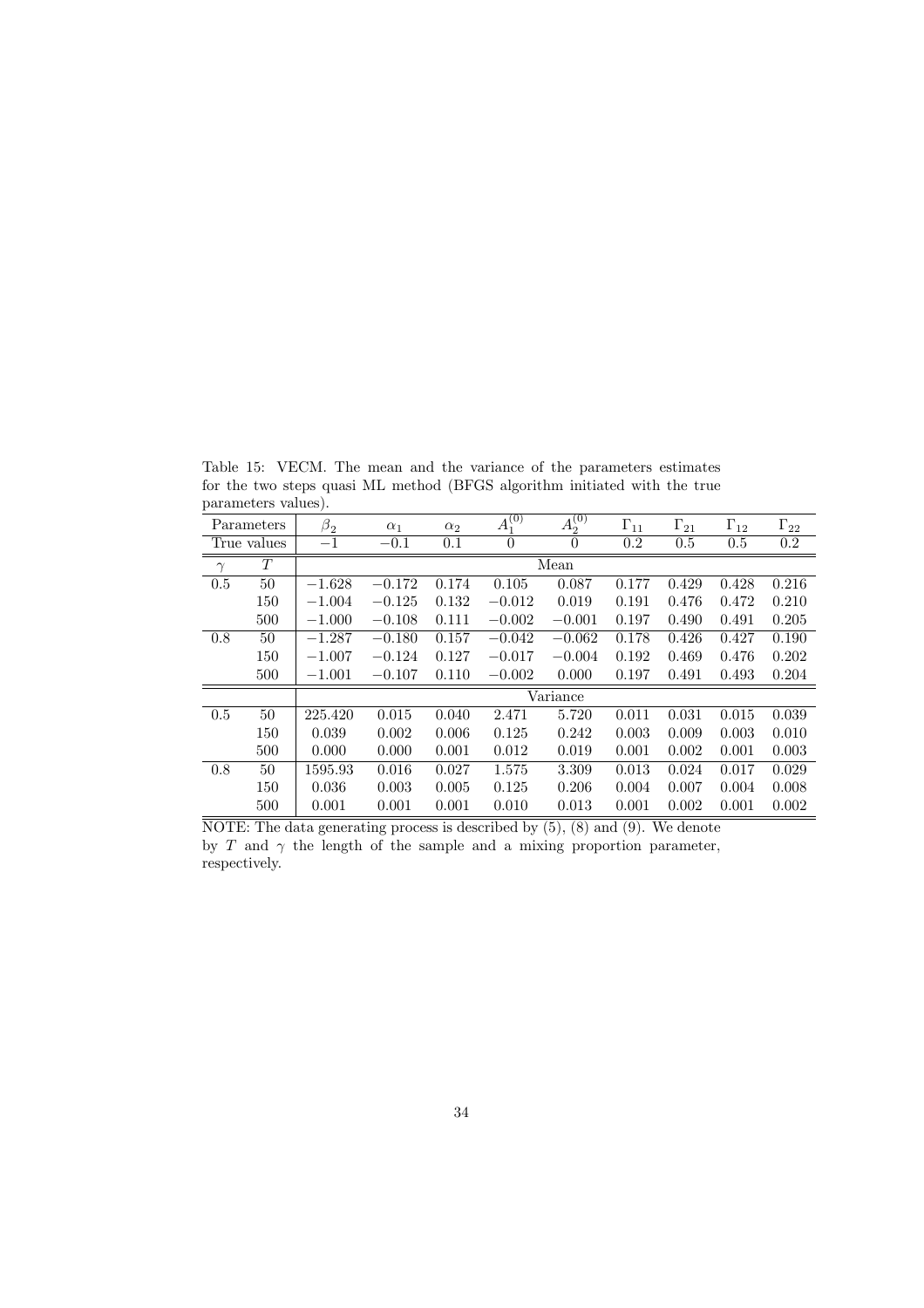Table 15: VECM. The mean and the variance of the parameters estimates for the two steps quasi ML method (BFGS algorithm initiated with the true parameters values).

| Parameters | | $\beta_2$ | $\alpha_1$ | $\alpha_2$ | $A_1^{(0)}$ | $A_2^{(0)}$ | $\Gamma_{11}$ | $\Gamma_{21}$ | $\Gamma_{12}$ | $\Gamma_{22}$ |
|---|---|---|---|---|---|---|---|---|---|---|
| True values | | $-1$ | $-0.1$ | $0.1$ | $0$ | $0$ | $0.2$ | $0.5$ | $0.5$ | $0.2$ |
| $\gamma$ | $T$ | | | | | Mean | | | | |
| 0.5 | 50 | $-1.628$ | $-0.172$ | 0.174 | 0.105 | 0.087 | 0.177 | 0.429 | 0.428 | 0.216 |
| | 150 | $-1.004$ | $-0.125$ | 0.132 | $-0.012$ | 0.019 | 0.191 | 0.476 | 0.472 | 0.210 |
| | 500 | $-1.000$ | $-0.108$ | 0.111 | $-0.002$ | $-0.001$ | 0.197 | 0.490 | 0.491 | 0.205 |
| 0.8 | 50 | $-1.287$ | $-0.180$ | 0.157 | $-0.042$ | $-0.062$ | 0.178 | 0.426 | 0.427 | 0.190 |
| | 150 | $-1.007$ | $-0.124$ | 0.127 | $-0.017$ | $-0.004$ | 0.192 | 0.469 | 0.476 | 0.202 |
| | 500 | $-1.001$ | $-0.107$ | 0.110 | $-0.002$ | 0.000 | 0.197 | 0.491 | 0.493 | 0.204 |
| | | | | | | Variance | | | | |
| 0.5 | 50 | 225.420 | 0.015 | 0.040 | 2.471 | 5.720 | 0.011 | 0.031 | 0.015 | 0.039 |
| | 150 | 0.039 | 0.002 | 0.006 | 0.125 | 0.242 | 0.003 | 0.009 | 0.003 | 0.010 |
| | 500 | 0.000 | 0.000 | 0.001 | 0.012 | 0.019 | 0.001 | 0.002 | 0.001 | 0.003 |
| 0.8 | 50 | 1595.93 | 0.016 | 0.027 | 1.575 | 3.309 | 0.013 | 0.024 | 0.017 | 0.029 |
| | 150 | 0.036 | 0.003 | 0.005 | 0.125 | 0.206 | 0.004 | 0.007 | 0.004 | 0.008 |
| | 500 | 0.001 | 0.001 | 0.001 | 0.010 | 0.013 | 0.001 | 0.002 | 0.001 | 0.002 |

NOTE: The data generating process is described by (5), (8) and (9). We denote by $T$ and $\gamma$ the length of the sample and a mixing proportion parameter, respectively.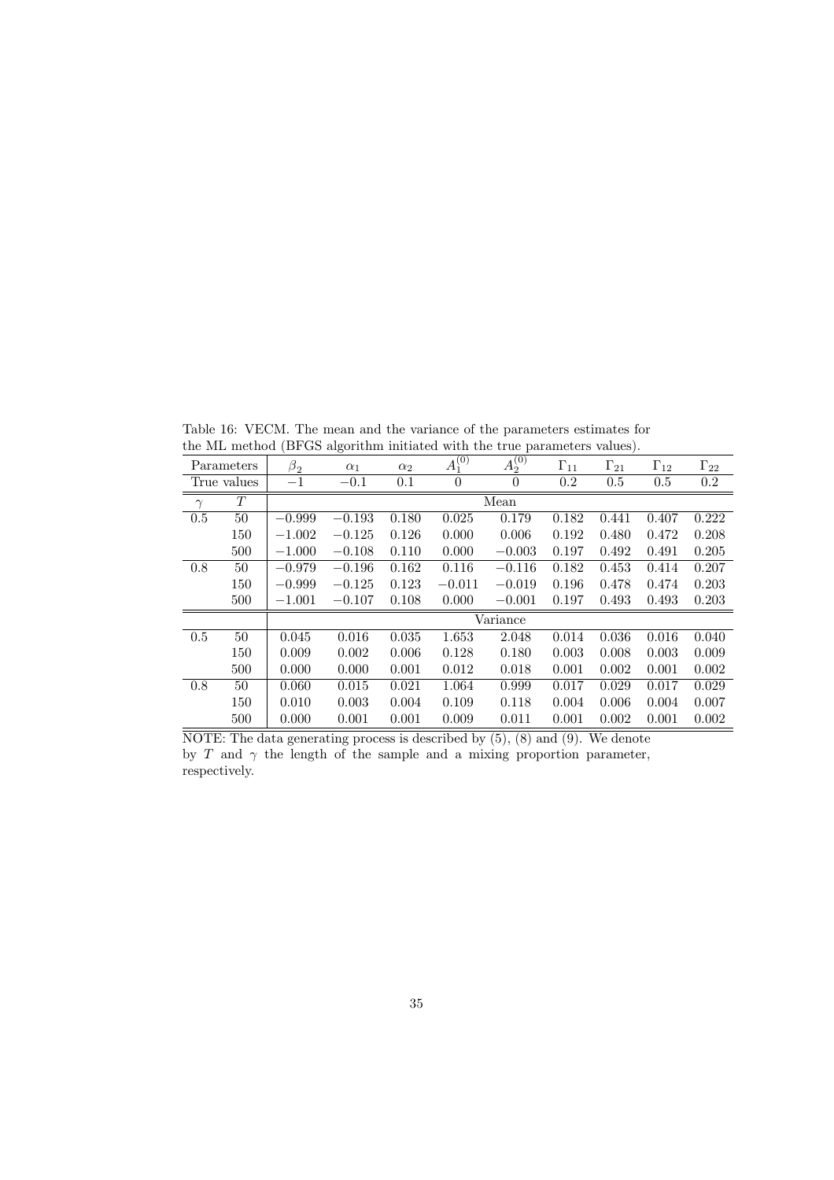Table 16: VECM. The mean and the variance of the parameters estimates for the ML method (BFGS algorithm initiated with the true parameters values).

| Parameters | | $\beta_2$ | $\alpha_1$ | $\alpha_2$ | $A_1^{(0)}$ | $A_2^{(0)}$ | $\Gamma_{11}$ | $\Gamma_{21}$ | $\Gamma_{12}$ | $\Gamma_{22}$ |
|---|---|---|---|---|---|---|---|---|---|---|
| True values | | $-1$ | $-0.1$ | 0.1 | 0 | 0 | 0.2 | 0.5 | 0.5 | 0.2 |
| $\gamma$ | $T$ | Mean | | | | | | | | |
| 0.5 | 50 | $-0.999$ | $-0.193$ | 0.180 | 0.025 | 0.179 | 0.182 | 0.441 | 0.407 | 0.222 |
| | 150 | $-1.002$ | $-0.125$ | 0.126 | 0.000 | 0.006 | 0.192 | 0.480 | 0.472 | 0.208 |
| | 500 | $-1.000$ | $-0.108$ | 0.110 | 0.000 | $-0.003$ | 0.197 | 0.492 | 0.491 | 0.205 |
| 0.8 | 50 | $-0.979$ | $-0.196$ | 0.162 | 0.116 | $-0.116$ | 0.182 | 0.453 | 0.414 | 0.207 |
| | 150 | $-0.999$ | $-0.125$ | 0.123 | $-0.011$ | $-0.019$ | 0.196 | 0.478 | 0.474 | 0.203 |
| | 500 | $-1.001$ | $-0.107$ | 0.108 | 0.000 | $-0.001$ | 0.197 | 0.493 | 0.493 | 0.203 |
| | | Variance | | | | | | | | |
| 0.5 | 50 | 0.045 | 0.016 | 0.035 | 1.653 | 2.048 | 0.014 | 0.036 | 0.016 | 0.040 |
| | 150 | 0.009 | 0.002 | 0.006 | 0.128 | 0.180 | 0.003 | 0.008 | 0.003 | 0.009 |
| | 500 | 0.000 | 0.000 | 0.001 | 0.012 | 0.018 | 0.001 | 0.002 | 0.001 | 0.002 |
| 0.8 | 50 | 0.060 | 0.015 | 0.021 | 1.064 | 0.999 | 0.017 | 0.029 | 0.017 | 0.029 |
| | 150 | 0.010 | 0.003 | 0.004 | 0.109 | 0.118 | 0.004 | 0.006 | 0.004 | 0.007 |
| | 500 | 0.000 | 0.001 | 0.001 | 0.009 | 0.011 | 0.001 | 0.002 | 0.001 | 0.002 |

NOTE: The data generating process is described by (5), (8) and (9). We denote by $T$ and $\gamma$ the length of the sample and a mixing proportion parameter, respectively.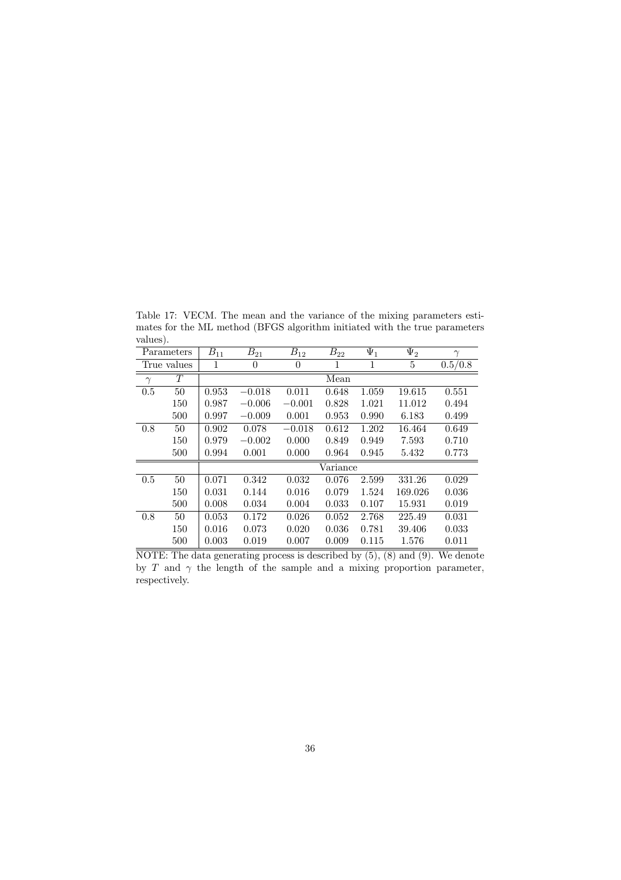Table 17: VECM. The mean and the variance of the mixing parameters estimates for the ML method (BFGS algorithm initiated with the true parameters values).

| Parameters | | $B_{11}$ | $B_{21}$ | $B_{12}$ | $B_{22}$ | $\Psi_1$ | $\Psi_2$ | $\gamma$ |
|---|---|---|---|---|---|---|---|---|
| True values | | 1 | 0 | 0 | 1 | 1 | 5 | 0.5/0.8 |
| $\gamma$ | $T$ | Mean | | | | | | |
| 0.5 | 50 | 0.953 | $-0.018$ | 0.011 | 0.648 | 1.059 | 19.615 | 0.551 |
| | 150 | 0.987 | $-0.006$ | $-0.001$ | 0.828 | 1.021 | 11.012 | 0.494 |
| | 500 | 0.997 | $-0.009$ | 0.001 | 0.953 | 0.990 | 6.183 | 0.499 |
| 0.8 | 50 | 0.902 | 0.078 | $-0.018$ | 0.612 | 1.202 | 16.464 | 0.649 |
| | 150 | 0.979 | $-0.002$ | 0.000 | 0.849 | 0.949 | 7.593 | 0.710 |
| | 500 | 0.994 | 0.001 | 0.000 | 0.964 | 0.945 | 5.432 | 0.773 |
| | | Variance | | | | | | |
| 0.5 | 50 | 0.071 | 0.342 | 0.032 | 0.076 | 2.599 | 331.26 | 0.029 |
| | 150 | 0.031 | 0.144 | 0.016 | 0.079 | 1.524 | 169.026 | 0.036 |
| | 500 | 0.008 | 0.034 | 0.004 | 0.033 | 0.107 | 15.931 | 0.019 |
| 0.8 | 50 | 0.053 | 0.172 | 0.026 | 0.052 | 2.768 | 225.49 | 0.031 |
| | 150 | 0.016 | 0.073 | 0.020 | 0.036 | 0.781 | 39.406 | 0.033 |
| | 500 | 0.003 | 0.019 | 0.007 | 0.009 | 0.115 | 1.576 | 0.011 |

NOTE: The data generating process is described by (5), (8) and (9). We denote by $T$ and $\gamma$ the length of the sample and a mixing proportion parameter, respectively.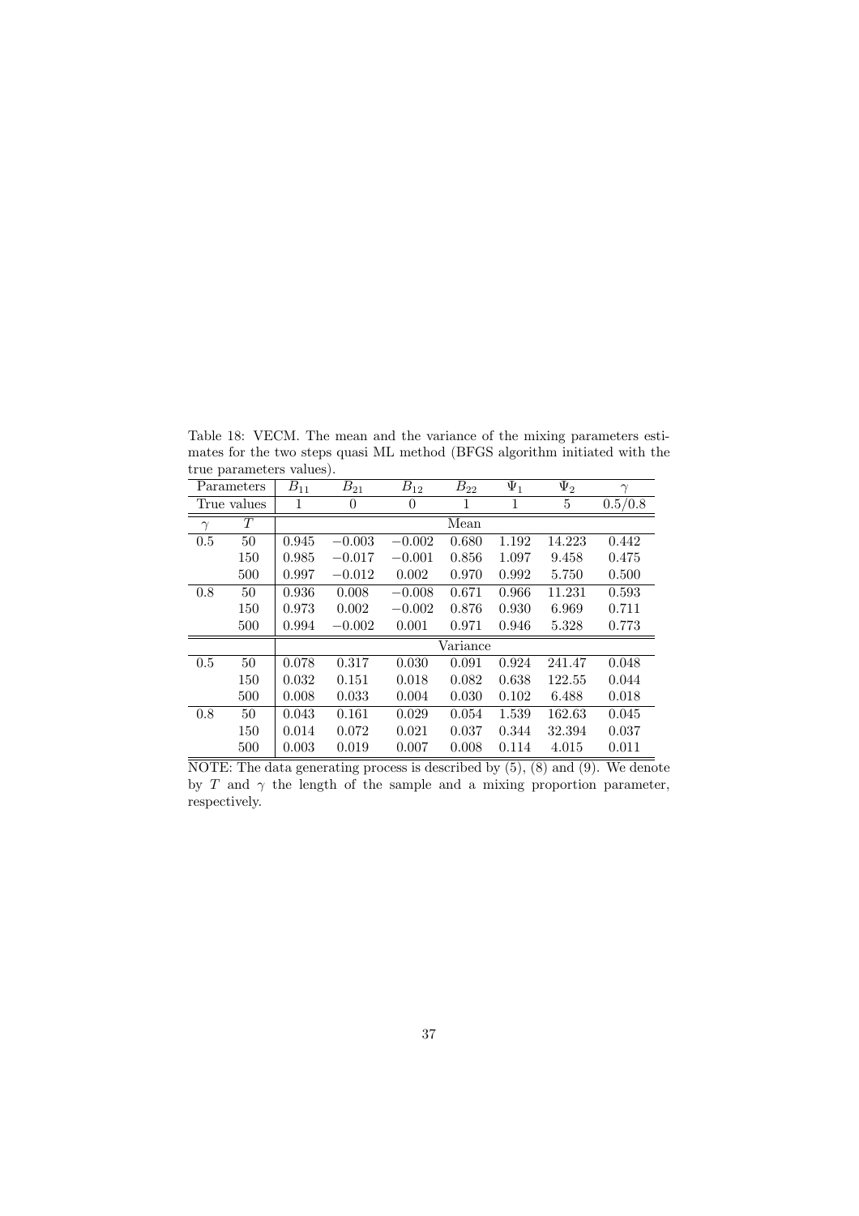Table 18: VECM. The mean and the variance of the mixing parameters estimates for the two steps quasi ML method (BFGS algorithm initiated with the true parameters values).

| Parameters | | $B_{11}$ | $B_{21}$ | $B_{12}$ | $B_{22}$ | $\Psi_1$ | $\Psi_2$ | $\gamma$ |
|---|---|---|---|---|---|---|---|---|
| True values | | 1 | 0 | 0 | 1 | 1 | 5 | 0.5/0.8 |
| $\gamma$ | $T$ | | | | Mean | | | |
| 0.5 | 50 | 0.945 | $-0.003$ | $-0.002$ | 0.680 | 1.192 | 14.223 | 0.442 |
| | 150 | 0.985 | $-0.017$ | $-0.001$ | 0.856 | 1.097 | 9.458 | 0.475 |
| | 500 | 0.997 | $-0.012$ | 0.002 | 0.970 | 0.992 | 5.750 | 0.500 |
| 0.8 | 50 | 0.936 | 0.008 | $-0.008$ | 0.671 | 0.966 | 11.231 | 0.593 |
| | 150 | 0.973 | 0.002 | $-0.002$ | 0.876 | 0.930 | 6.969 | 0.711 |
| | 500 | 0.994 | $-0.002$ | 0.001 | 0.971 | 0.946 | 5.328 | 0.773 |
| | | | | | Variance | | | |
| 0.5 | 50 | 0.078 | 0.317 | 0.030 | 0.091 | 0.924 | 241.47 | 0.048 |
| | 150 | 0.032 | 0.151 | 0.018 | 0.082 | 0.638 | 122.55 | 0.044 |
| | 500 | 0.008 | 0.033 | 0.004 | 0.030 | 0.102 | 6.488 | 0.018 |
| 0.8 | 50 | 0.043 | 0.161 | 0.029 | 0.054 | 1.539 | 162.63 | 0.045 |
| | 150 | 0.014 | 0.072 | 0.021 | 0.037 | 0.344 | 32.394 | 0.037 |
| | 500 | 0.003 | 0.019 | 0.007 | 0.008 | 0.114 | 4.015 | 0.011 |

NOTE: The data generating process is described by (5), (8) and (9). We denote by $T$ and $\gamma$ the length of the sample and a mixing proportion parameter, respectively.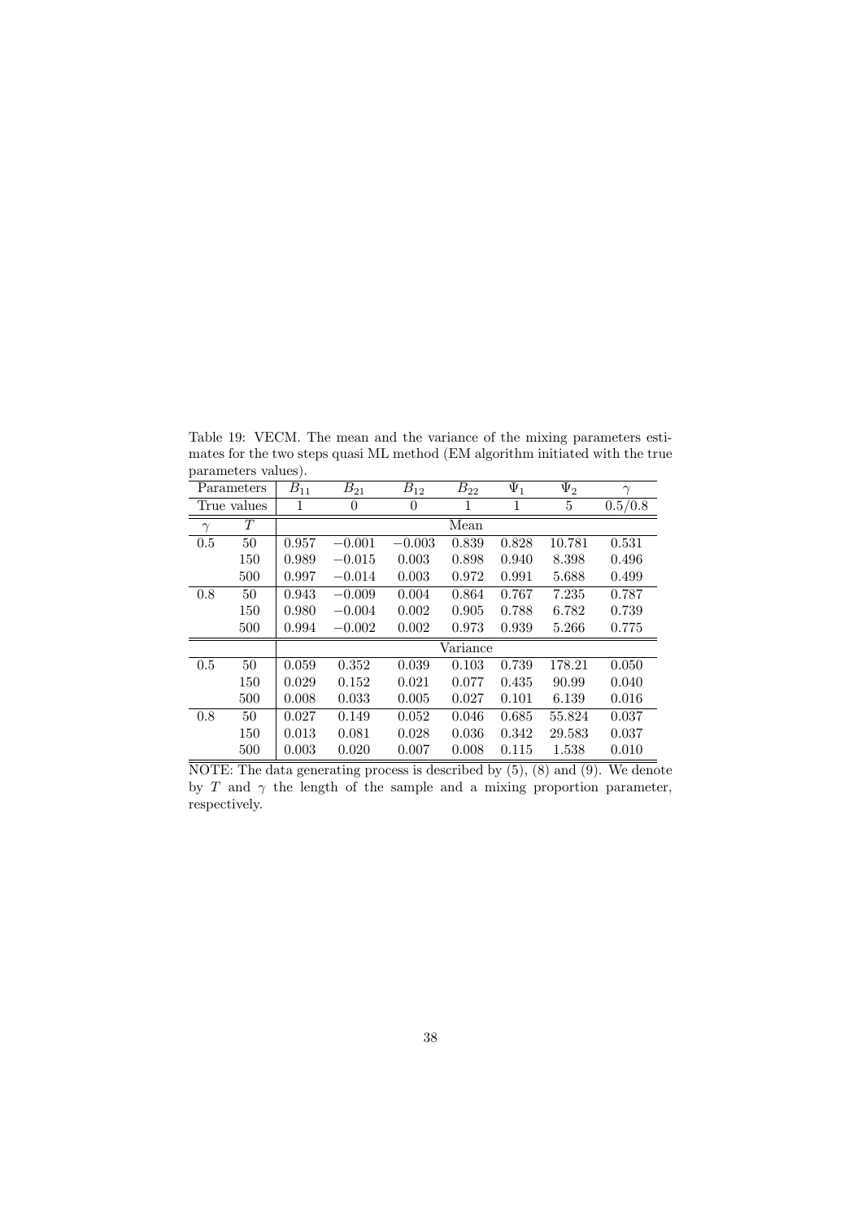Table 19: VECM. The mean and the variance of the mixing parameters estimates for the two steps quasi ML method (EM algorithm initiated with the true parameters values).

| Parameters | | $B_{11}$ | $B_{21}$ | $B_{12}$ | $B_{22}$ | $\Psi_1$ | $\Psi_2$ | $\gamma$ |
|---|---|---|---|---|---|---|---|---|
| True values | | 1 | 0 | 0 | 1 | 1 | 5 | 0.5/0.8 |
| $\gamma$ | $T$ | | | | Mean | | | |
| 0.5 | 50 | 0.957 | $-0.001$ | $-0.003$ | 0.839 | 0.828 | 10.781 | 0.531 |
| | 150 | 0.989 | $-0.015$ | 0.003 | 0.898 | 0.940 | 8.398 | 0.496 |
| | 500 | 0.997 | $-0.014$ | 0.003 | 0.972 | 0.991 | 5.688 | 0.499 |
| 0.8 | 50 | 0.943 | $-0.009$ | 0.004 | 0.864 | 0.767 | 7.235 | 0.787 |
| | 150 | 0.980 | $-0.004$ | 0.002 | 0.905 | 0.788 | 6.782 | 0.739 |
| | 500 | 0.994 | $-0.002$ | 0.002 | 0.973 | 0.939 | 5.266 | 0.775 |
| | | | | | Variance | | | |
| 0.5 | 50 | 0.059 | 0.352 | 0.039 | 0.103 | 0.739 | 178.21 | 0.050 |
| | 150 | 0.029 | 0.152 | 0.021 | 0.077 | 0.435 | 90.99 | 0.040 |
| | 500 | 0.008 | 0.033 | 0.005 | 0.027 | 0.101 | 6.139 | 0.016 |
| 0.8 | 50 | 0.027 | 0.149 | 0.052 | 0.046 | 0.685 | 55.824 | 0.037 |
| | 150 | 0.013 | 0.081 | 0.028 | 0.036 | 0.342 | 29.583 | 0.037 |
| | 500 | 0.003 | 0.020 | 0.007 | 0.008 | 0.115 | 1.538 | 0.010 |

NOTE: The data generating process is described by (5), (8) and (9). We denote by $T$ and $\gamma$ the length of the sample and a mixing proportion parameter, respectively.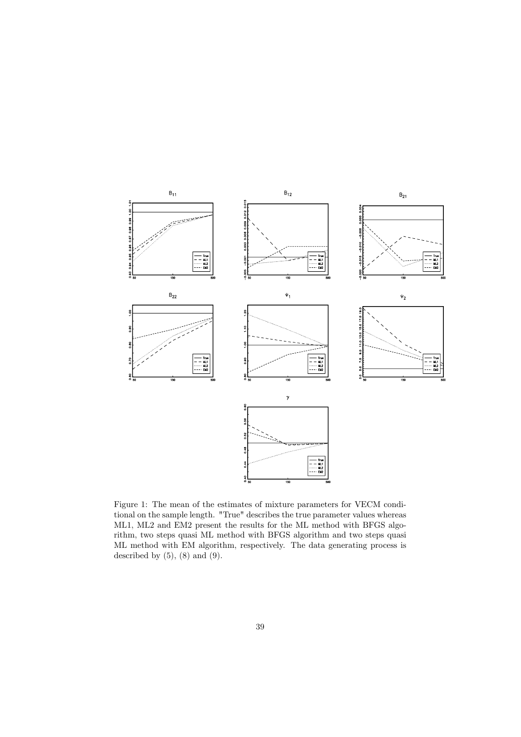Figure 1: The mean of the estimates of mixture parameters for VECM conditional on the sample length. "True" describes the true parameter values whereas ML1, ML2 and EM2 present the results for the ML method with BFGS algorithm, two steps quasi ML method with BFGS algorithm and two steps quasi ML method with EM algorithm, respectively. The data generating process is described by (5), (8) and (9).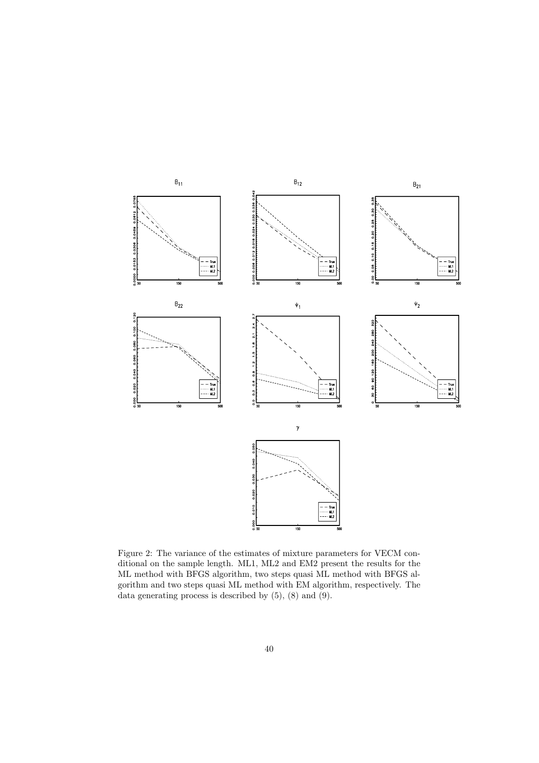Figure 2: The variance of the estimates of mixture parameters for VECM conditional on the sample length. ML1, ML2 and EM2 present the results for the ML method with BFGS algorithm, two steps quasi ML method with BFGS algorithm and two steps quasi ML method with EM algorithm, respectively. The data generating process is described by (5), (8) and (9).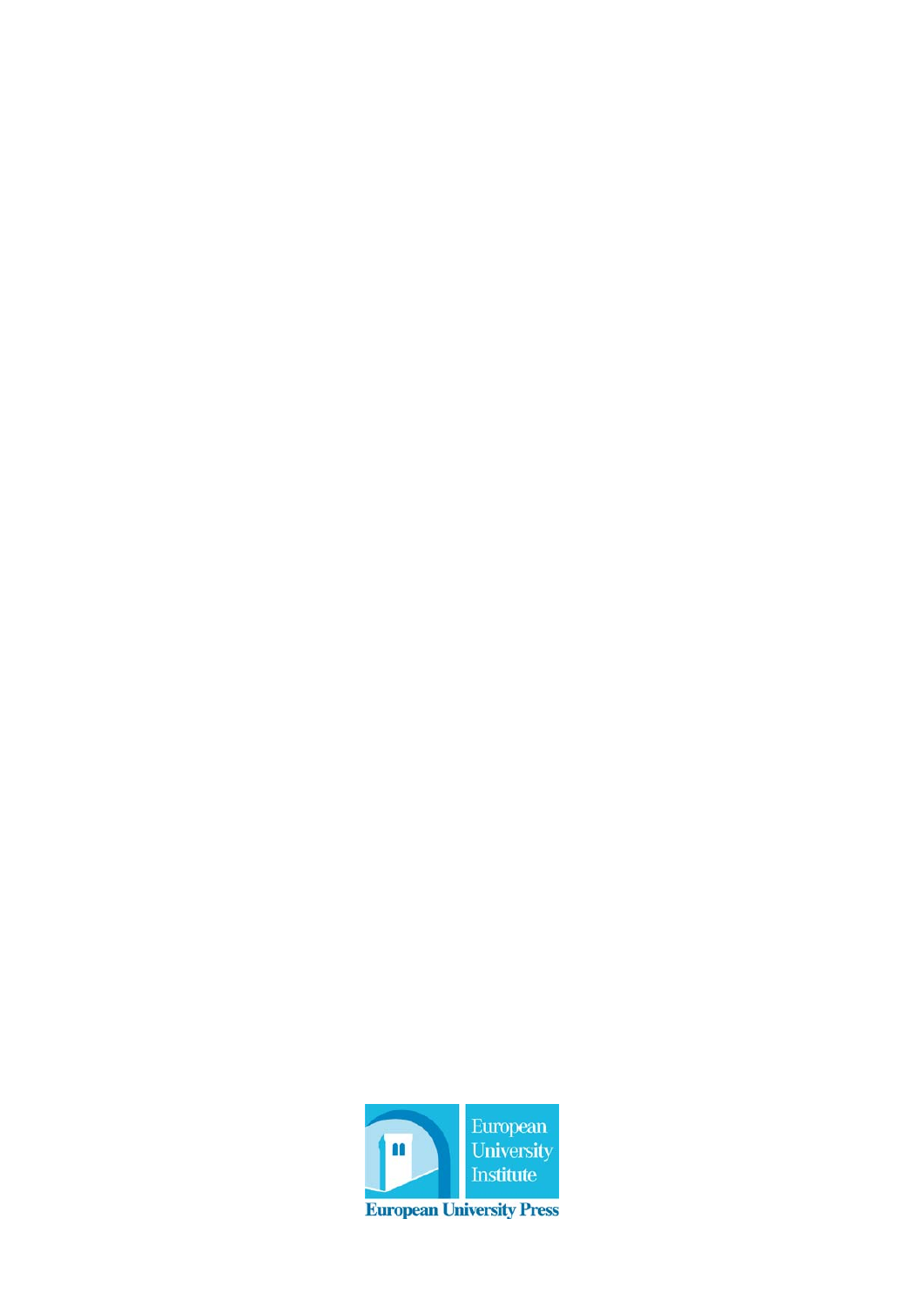European University Institute

European University Press